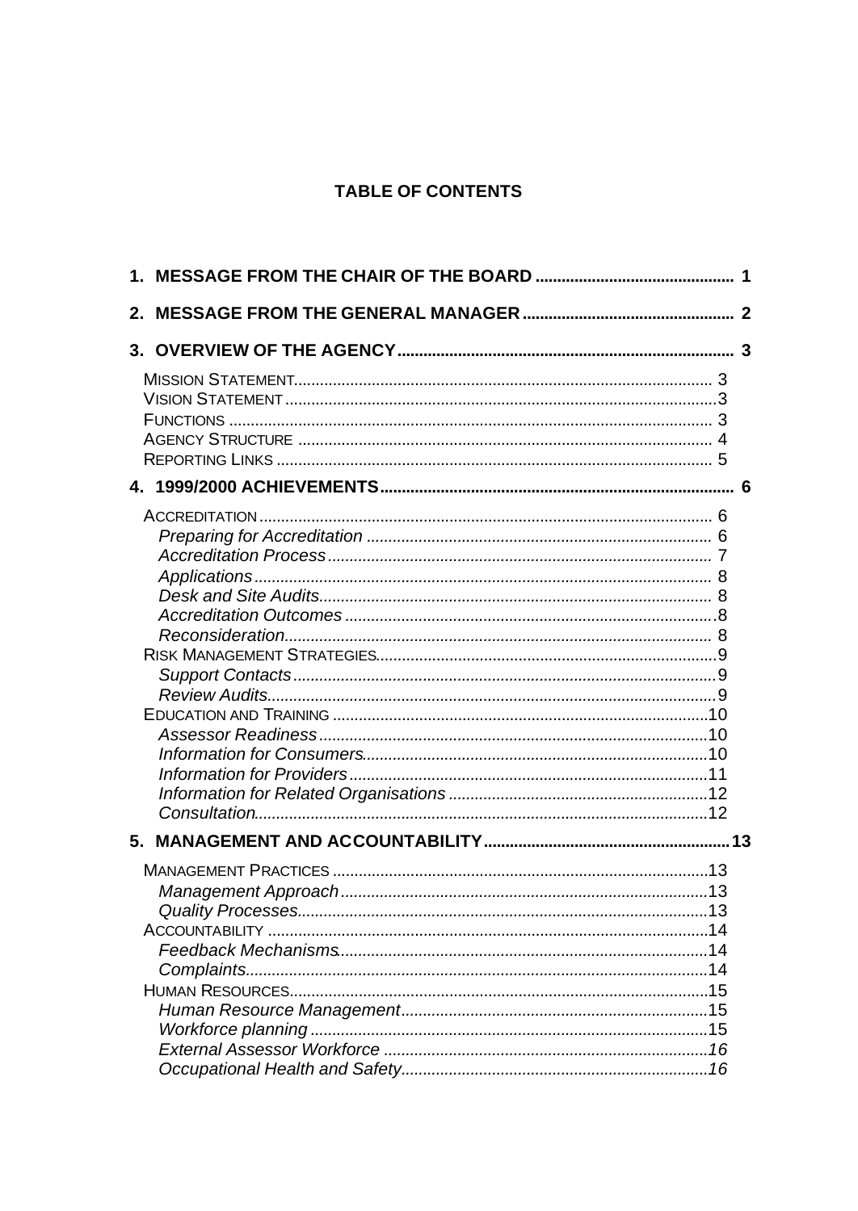# TABLE OF CONTENTS

**1. MESSAGE FROM THE CHAIR OF THE BOARD .............................................. 1**

**2. MESSAGE FROM THE GENERAL MANAGER ................................................ 2**

**3. OVERVIEW OF THE AGENCY ........................................................................ 3**

MISSION STATEMENT ........................................................................................ 3
VISION STATEMENT ........................................................................................... 3
FUNCTIONS ........................................................................................................ 3
AGENCY STRUCTURE ........................................................................................ 4
REPORTING LINKS ............................................................................................. 5

**4. 1999/2000 ACHIEVEMENTS ............................................................................ 6**

ACCREDITATION ................................................................................................. 6
*Preparing for Accreditation* ................................................................................ 6
*Accreditation Process* ........................................................................................ 7
*Applications* ....................................................................................................... 8
*Desk and Site Audits* ......................................................................................... 8
*Accreditation Outcomes* ..................................................................................... 8
*Reconsideration* ................................................................................................. 8
RISK MANAGEMENT STRATEGIES ..................................................................... 9
*Support Contacts* ............................................................................................... 9
*Review Audits* .................................................................................................... 9
EDUCATION AND TRAINING .............................................................................. 10
*Assessor Readiness* ........................................................................................ 10
*Information for Consumers* .............................................................................. 10
*Information for Providers* ................................................................................. 11
*Information for Related Organisations* ............................................................ 12
*Consultation* ..................................................................................................... 12

**5. MANAGEMENT AND ACCOUNTABILITY ..................................................... 13**

MANAGEMENT PRACTICES ............................................................................... 13
*Management Approach* .................................................................................... 13
*Quality Processes* ............................................................................................. 13
ACCOUNTABILITY .............................................................................................. 14
*Feedback Mechanisms* ..................................................................................... 14
*Complaints* ....................................................................................................... 14
HUMAN RESOURCES ........................................................................................ 15
*Human Resource Management* ....................................................................... 15
*Workforce planning* .......................................................................................... 15
*External Assessor Workforce* ........................................................................... 16
*Occupational Health and Safety* ....................................................................... 16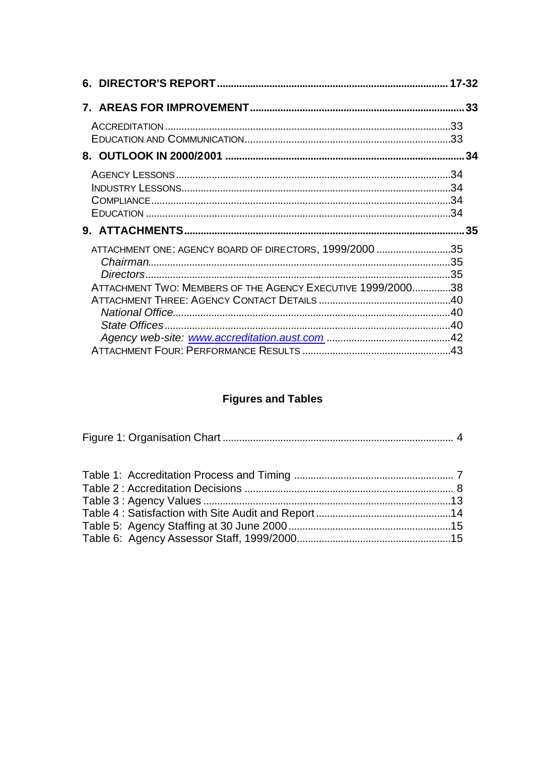**6. DIRECTOR'S REPORT** .................................................................................... **17-32**

**7. AREAS FOR IMPROVEMENT** ................................................................................ **33**

ACCREDITATION ........................................................................................................33
EDUCATION AND COMMUNICATION ...........................................................................33

**8. OUTLOOK IN 2000/2001** ..................................................................................... **34**

AGENCY LESSONS .....................................................................................................34
INDUSTRY LESSONS ...................................................................................................34
COMPLIANCE .............................................................................................................34
EDUCATION ...............................................................................................................34

**9. ATTACHMENTS** ................................................................................................... **35**

ATTACHMENT ONE: AGENCY BOARD OF DIRECTORS, 1999/2000 ............................35
*Chairman*....................................................................................................................35
*Directors*....................................................................................................................35
ATTACHMENT TWO: MEMBERS OF THE AGENCY EXECUTIVE 1999/2000..............38
ATTACHMENT THREE: AGENCY CONTACT DETAILS ...............................................40
*National Office*............................................................................................................40
*State Offices*...............................................................................................................40
*Agency web-site: www.accreditation.aust.com* ............................................................42
ATTACHMENT FOUR: PERFORMANCE RESULTS .......................................................43

## Figures and Tables

Figure 1: Organisation Chart ................................................................................. 4

Table 1: Accreditation Process and Timing ........................................................... 7
Table 2 : Accreditation Decisions ........................................................................... 8
Table 3 : Agency Values .........................................................................................13
Table 4 : Satisfaction with Site Audit and Report ..................................................14
Table 5: Agency Staffing at 30 June 2000 ............................................................15
Table 6: Agency Assessor Staff, 1999/2000..........................................................15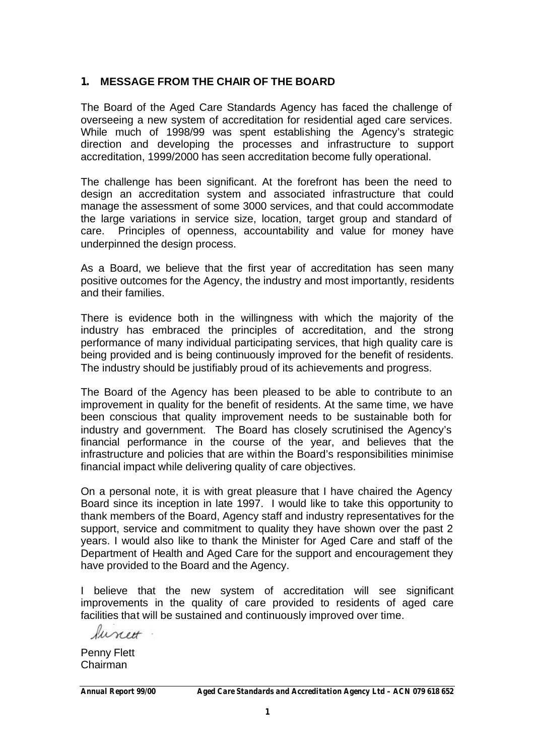## 1. MESSAGE FROM THE CHAIR OF THE BOARD

The Board of the Aged Care Standards Agency has faced the challenge of overseeing a new system of accreditation for residential aged care services. While much of 1998/99 was spent establishing the Agency's strategic direction and developing the processes and infrastructure to support accreditation, 1999/2000 has seen accreditation become fully operational.

The challenge has been significant. At the forefront has been the need to design an accreditation system and associated infrastructure that could manage the assessment of some 3000 services, and that could accommodate the large variations in service size, location, target group and standard of care. Principles of openness, accountability and value for money have underpinned the design process.

As a Board, we believe that the first year of accreditation has seen many positive outcomes for the Agency, the industry and most importantly, residents and their families.

There is evidence both in the willingness with which the majority of the industry has embraced the principles of accreditation, and the strong performance of many individual participating services, that high quality care is being provided and is being continuously improved for the benefit of residents. The industry should be justifiably proud of its achievements and progress.

The Board of the Agency has been pleased to be able to contribute to an improvement in quality for the benefit of residents. At the same time, we have been conscious that quality improvement needs to be sustainable both for industry and government. The Board has closely scrutinised the Agency's financial performance in the course of the year, and believes that the infrastructure and policies that are within the Board's responsibilities minimise financial impact while delivering quality of care objectives.

On a personal note, it is with great pleasure that I have chaired the Agency Board since its inception in late 1997. I would like to take this opportunity to thank members of the Board, Agency staff and industry representatives for the support, service and commitment to quality they have shown over the past 2 years. I would also like to thank the Minister for Aged Care and staff of the Department of Health and Aged Care for the support and encouragement they have provided to the Board and the Agency.

I believe that the new system of accreditation will see significant improvements in the quality of care provided to residents of aged care facilities that will be sustained and continuously improved over time.

Penny Flett
Chairman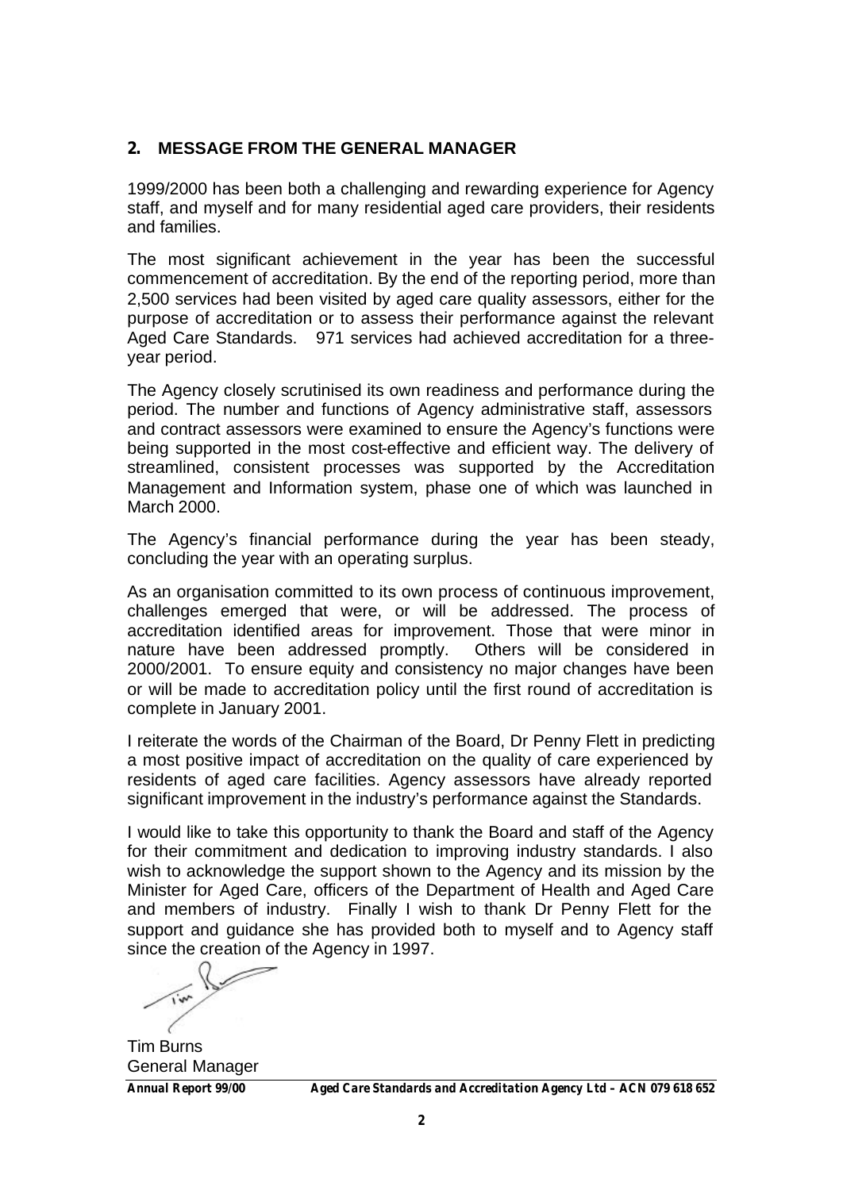## 2. MESSAGE FROM THE GENERAL MANAGER

1999/2000 has been both a challenging and rewarding experience for Agency staff, and myself and for many residential aged care providers, their residents and families.

The most significant achievement in the year has been the successful commencement of accreditation. By the end of the reporting period, more than 2,500 services had been visited by aged care quality assessors, either for the purpose of accreditation or to assess their performance against the relevant Aged Care Standards. 971 services had achieved accreditation for a three-year period.

The Agency closely scrutinised its own readiness and performance during the period. The number and functions of Agency administrative staff, assessors and contract assessors were examined to ensure the Agency's functions were being supported in the most cost-effective and efficient way. The delivery of streamlined, consistent processes was supported by the Accreditation Management and Information system, phase one of which was launched in March 2000.

The Agency's financial performance during the year has been steady, concluding the year with an operating surplus.

As an organisation committed to its own process of continuous improvement, challenges emerged that were, or will be addressed. The process of accreditation identified areas for improvement. Those that were minor in nature have been addressed promptly. Others will be considered in 2000/2001. To ensure equity and consistency no major changes have been or will be made to accreditation policy until the first round of accreditation is complete in January 2001.

I reiterate the words of the Chairman of the Board, Dr Penny Flett in predicting a most positive impact of accreditation on the quality of care experienced by residents of aged care facilities. Agency assessors have already reported significant improvement in the industry's performance against the Standards.

I would like to take this opportunity to thank the Board and staff of the Agency for their commitment and dedication to improving industry standards. I also wish to acknowledge the support shown to the Agency and its mission by the Minister for Aged Care, officers of the Department of Health and Aged Care and members of industry. Finally I wish to thank Dr Penny Flett for the support and guidance she has provided both to myself and to Agency staff since the creation of the Agency in 1997.

Tim Burns
General Manager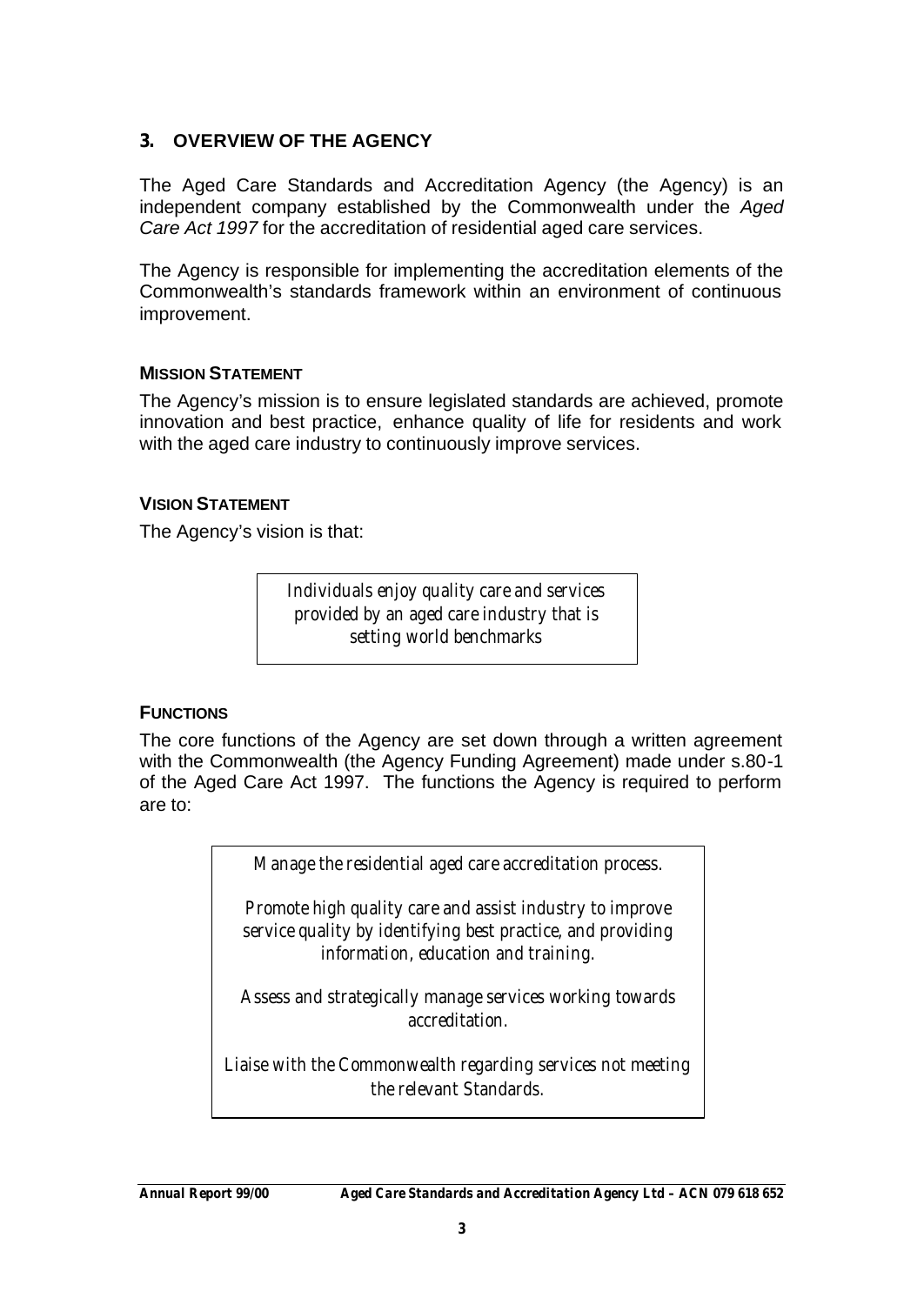## 3. OVERVIEW OF THE AGENCY

The Aged Care Standards and Accreditation Agency (the Agency) is an independent company established by the Commonwealth under the *Aged Care Act 1997* for the accreditation of residential aged care services.

The Agency is responsible for implementing the accreditation elements of the Commonwealth's standards framework within an environment of continuous improvement.

### MISSION STATEMENT

The Agency's mission is to ensure legislated standards are achieved, promote innovation and best practice, enhance quality of life for residents and work with the aged care industry to continuously improve services.

### VISION STATEMENT

The Agency's vision is that:

> *Individuals enjoy quality care and services provided by an aged care industry that is setting world benchmarks*

### FUNCTIONS

The core functions of the Agency are set down through a written agreement with the Commonwealth (the Agency Funding Agreement) made under s.80-1 of the Aged Care Act 1997. The functions the Agency is required to perform are to:

> *Manage the residential aged care accreditation process.*
>
> *Promote high quality care and assist industry to improve service quality by identifying best practice, and providing information, education and training.*
>
> *Assess and strategically manage services working towards accreditation.*
>
> *Liaise with the Commonwealth regarding services not meeting the relevant Standards.*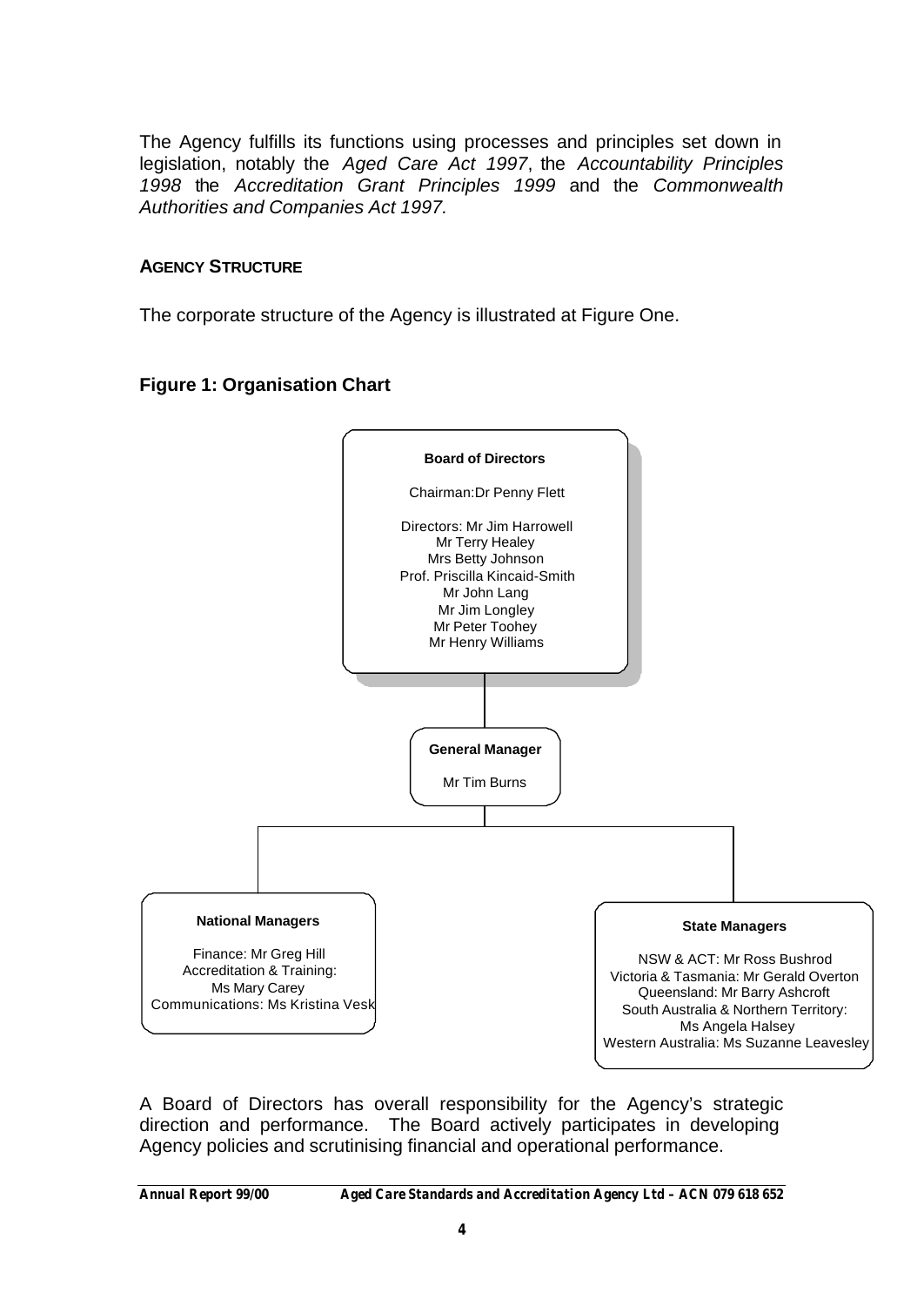The Agency fulfills its functions using processes and principles set down in legislation, notably the *Aged Care Act 1997*, the *Accountability Principles 1998* the *Accreditation Grant Principles 1999* and the *Commonwealth Authorities and Companies Act 1997.*

## AGENCY STRUCTURE

The corporate structure of the Agency is illustrated at Figure One.

### Figure 1: Organisation Chart

**Board of Directors**

Chairman: Dr Penny Flett

Directors: Mr Jim Harrowell
Mr Terry Healey
Mrs Betty Johnson
Prof. Priscilla Kincaid-Smith
Mr John Lang
Mr Jim Longley
Mr Peter Toohey
Mr Henry Williams

**General Manager**

Mr Tim Burns

**National Managers**

Finance: Mr Greg Hill
Accreditation & Training: Ms Mary Carey
Communications: Ms Kristina Vesk

**State Managers**

NSW & ACT: Mr Ross Bushrod
Victoria & Tasmania: Mr Gerald Overton
Queensland: Mr Barry Ashcroft
South Australia & Northern Territory: Ms Angela Halsey
Western Australia: Ms Suzanne Leavesley

A Board of Directors has overall responsibility for the Agency's strategic direction and performance. The Board actively participates in developing Agency policies and scrutinising financial and operational performance.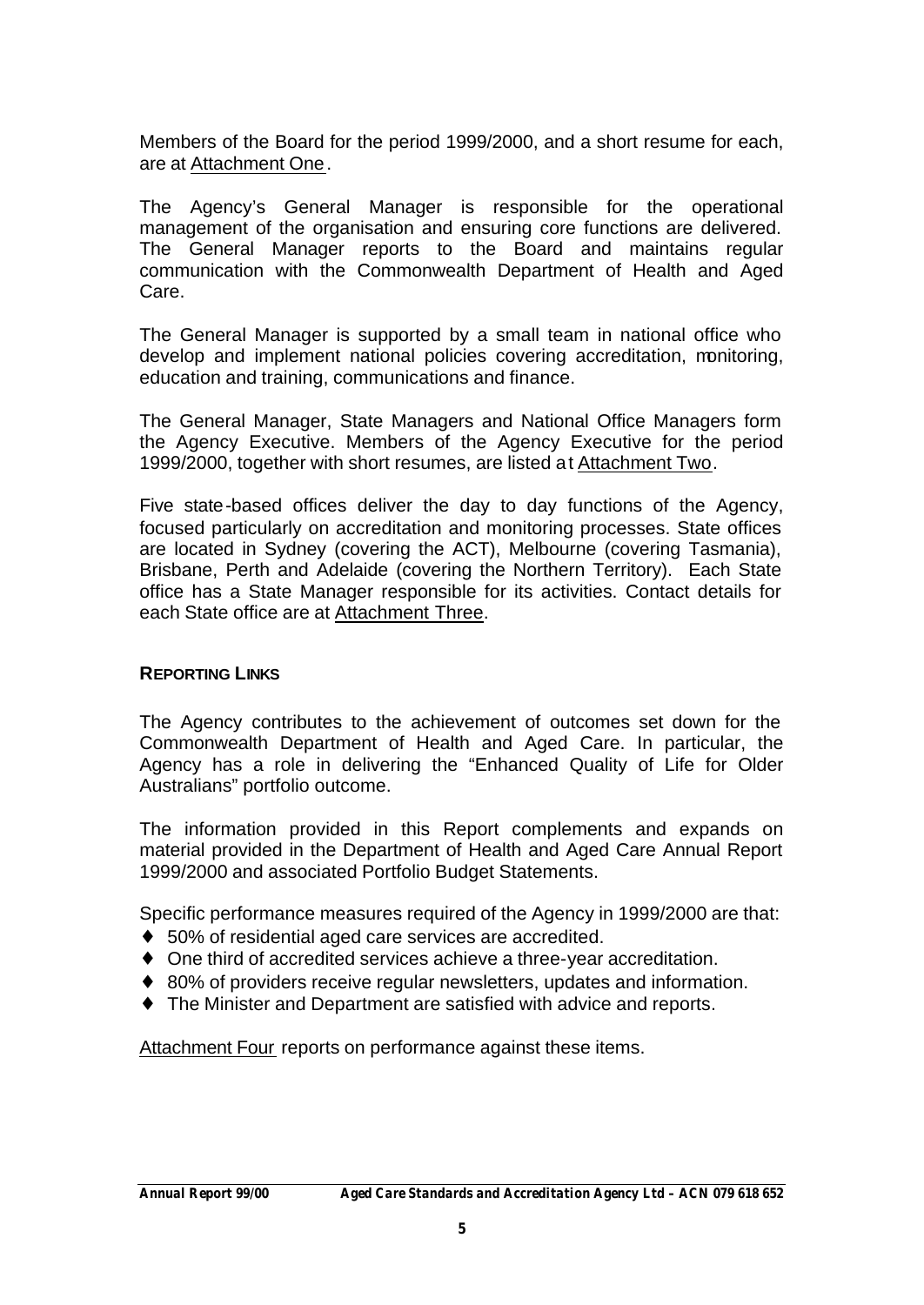Members of the Board for the period 1999/2000, and a short resume for each, are at Attachment One.

The Agency's General Manager is responsible for the operational management of the organisation and ensuring core functions are delivered. The General Manager reports to the Board and maintains regular communication with the Commonwealth Department of Health and Aged Care.

The General Manager is supported by a small team in national office who develop and implement national policies covering accreditation, monitoring, education and training, communications and finance.

The General Manager, State Managers and National Office Managers form the Agency Executive. Members of the Agency Executive for the period 1999/2000, together with short resumes, are listed at Attachment Two.

Five state-based offices deliver the day to day functions of the Agency, focused particularly on accreditation and monitoring processes. State offices are located in Sydney (covering the ACT), Melbourne (covering Tasmania), Brisbane, Perth and Adelaide (covering the Northern Territory). Each State office has a State Manager responsible for its activities. Contact details for each State office are at Attachment Three.

## REPORTING LINKS

The Agency contributes to the achievement of outcomes set down for the Commonwealth Department of Health and Aged Care. In particular, the Agency has a role in delivering the "Enhanced Quality of Life for Older Australians" portfolio outcome.

The information provided in this Report complements and expands on material provided in the Department of Health and Aged Care Annual Report 1999/2000 and associated Portfolio Budget Statements.

Specific performance measures required of the Agency in 1999/2000 are that:

- 50% of residential aged care services are accredited.
- One third of accredited services achieve a three-year accreditation.
- 80% of providers receive regular newsletters, updates and information.
- The Minister and Department are satisfied with advice and reports.

Attachment Four reports on performance against these items.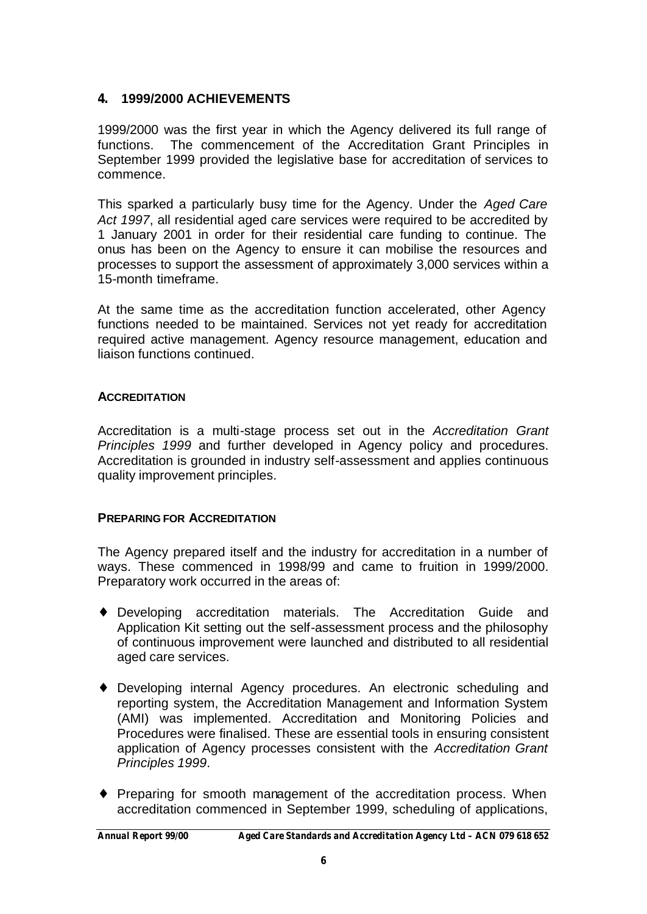## 4. 1999/2000 ACHIEVEMENTS

1999/2000 was the first year in which the Agency delivered its full range of functions. The commencement of the Accreditation Grant Principles in September 1999 provided the legislative base for accreditation of services to commence.

This sparked a particularly busy time for the Agency. Under the *Aged Care Act 1997*, all residential aged care services were required to be accredited by 1 January 2001 in order for their residential care funding to continue. The onus has been on the Agency to ensure it can mobilise the resources and processes to support the assessment of approximately 3,000 services within a 15-month timeframe.

At the same time as the accreditation function accelerated, other Agency functions needed to be maintained. Services not yet ready for accreditation required active management. Agency resource management, education and liaison functions continued.

### ACCREDITATION

Accreditation is a multi-stage process set out in the *Accreditation Grant Principles 1999* and further developed in Agency policy and procedures. Accreditation is grounded in industry self-assessment and applies continuous quality improvement principles.

### PREPARING FOR ACCREDITATION

The Agency prepared itself and the industry for accreditation in a number of ways. These commenced in 1998/99 and came to fruition in 1999/2000. Preparatory work occurred in the areas of:

- Developing accreditation materials. The Accreditation Guide and Application Kit setting out the self-assessment process and the philosophy of continuous improvement were launched and distributed to all residential aged care services.
- Developing internal Agency procedures. An electronic scheduling and reporting system, the Accreditation Management and Information System (AMI) was implemented. Accreditation and Monitoring Policies and Procedures were finalised. These are essential tools in ensuring consistent application of Agency processes consistent with the *Accreditation Grant Principles 1999*.
- Preparing for smooth management of the accreditation process. When accreditation commenced in September 1999, scheduling of applications,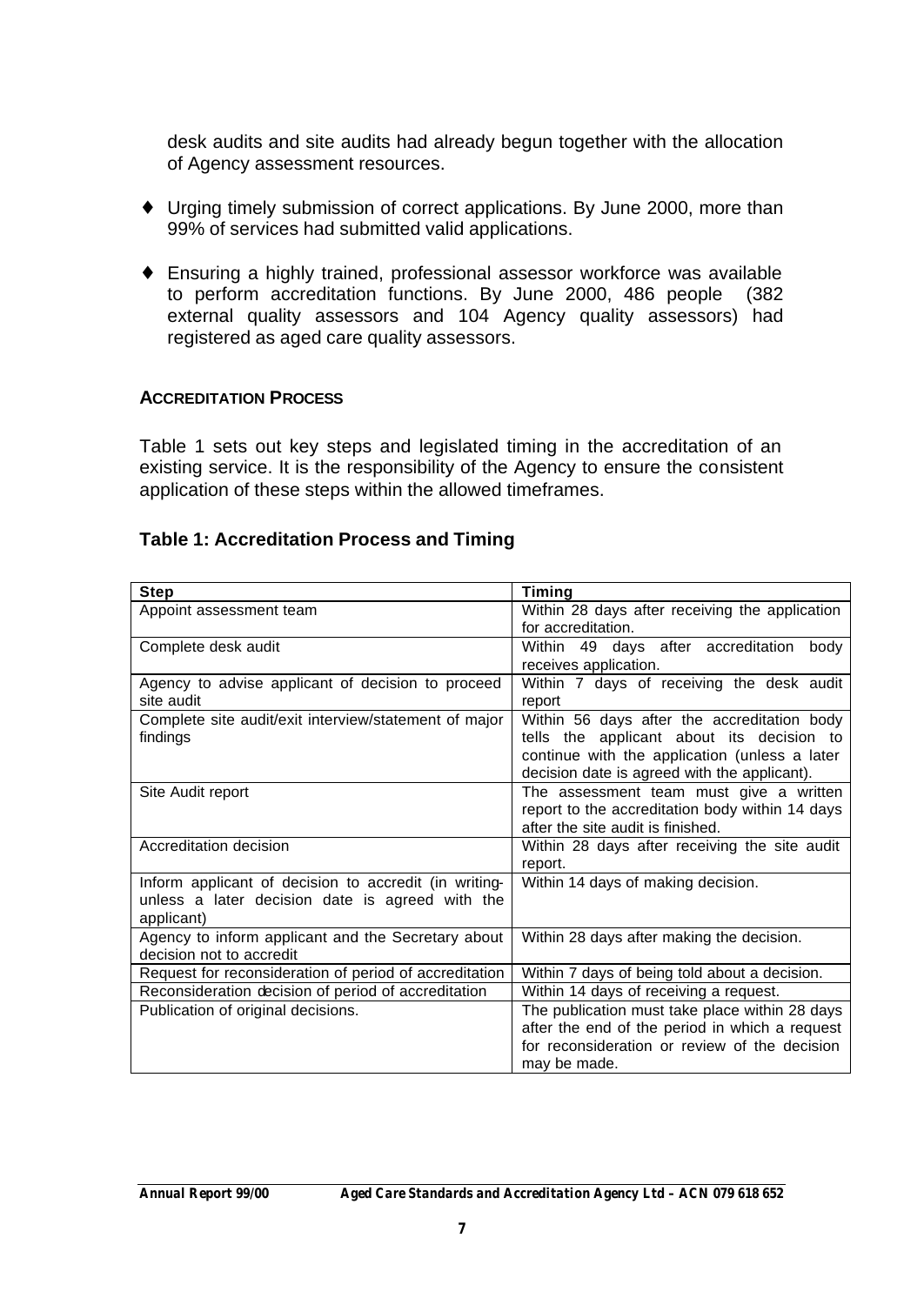desk audits and site audits had already begun together with the allocation of Agency assessment resources.

- Urging timely submission of correct applications. By June 2000, more than 99% of services had submitted valid applications.

- Ensuring a highly trained, professional assessor workforce was available to perform accreditation functions. By June 2000, 486 people (382 external quality assessors and 104 Agency quality assessors) had registered as aged care quality assessors.

#### ACCREDITATION PROCESS

Table 1 sets out key steps and legislated timing in the accreditation of an existing service. It is the responsibility of the Agency to ensure the consistent application of these steps within the allowed timeframes.

### Table 1: Accreditation Process and Timing

| Step | Timing |
|---|---|
| Appoint assessment team | Within 28 days after receiving the application for accreditation. |
| Complete desk audit | Within 49 days after accreditation body receives application. |
| Agency to advise applicant of decision to proceed site audit | Within 7 days of receiving the desk audit report |
| Complete site audit/exit interview/statement of major findings | Within 56 days after the accreditation body tells the applicant about its decision to continue with the application (unless a later decision date is agreed with the applicant). |
| Site Audit report | The assessment team must give a written report to the accreditation body within 14 days after the site audit is finished. |
| Accreditation decision | Within 28 days after receiving the site audit report. |
| Inform applicant of decision to accredit (in writing-unless a later decision date is agreed with the applicant) | Within 14 days of making decision. |
| Agency to inform applicant and the Secretary about decision not to accredit | Within 28 days after making the decision. |
| Request for reconsideration of period of accreditation | Within 7 days of being told about a decision. |
| Reconsideration decision of period of accreditation | Within 14 days of receiving a request. |
| Publication of original decisions. | The publication must take place within 28 days after the end of the period in which a request for reconsideration or review of the decision may be made. |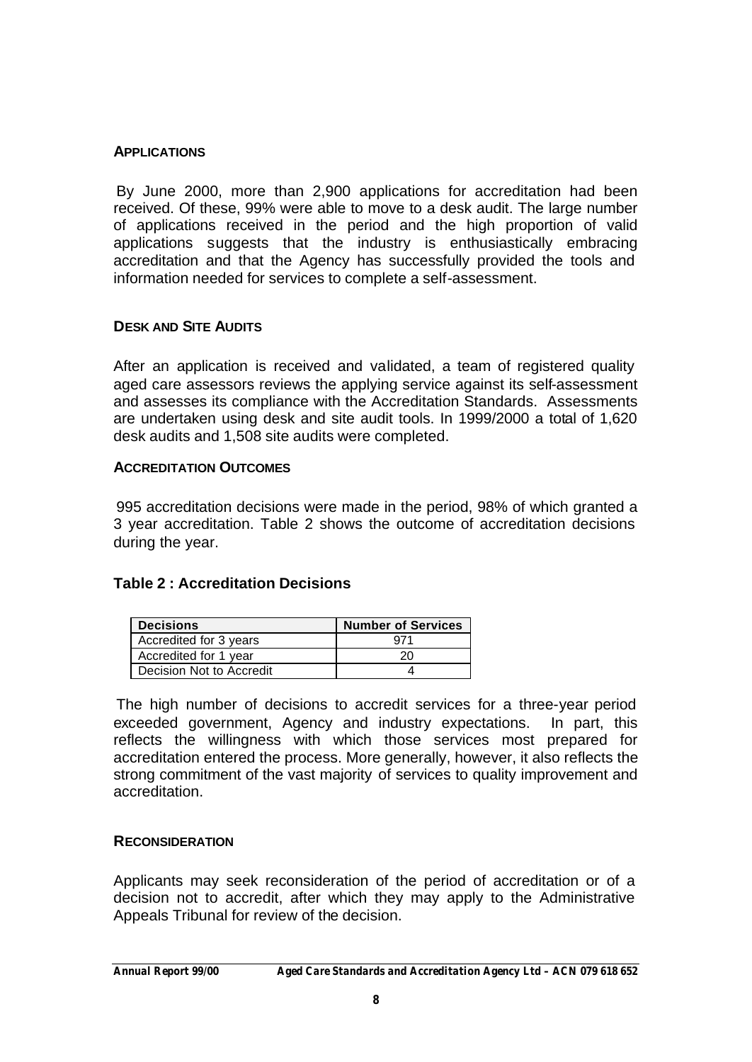## APPLICATIONS

By June 2000, more than 2,900 applications for accreditation had been received. Of these, 99% were able to move to a desk audit. The large number of applications received in the period and the high proportion of valid applications suggests that the industry is enthusiastically embracing accreditation and that the Agency has successfully provided the tools and information needed for services to complete a self-assessment.

## DESK AND SITE AUDITS

After an application is received and validated, a team of registered quality aged care assessors reviews the applying service against its self-assessment and assesses its compliance with the Accreditation Standards. Assessments are undertaken using desk and site audit tools. In 1999/2000 a total of 1,620 desk audits and 1,508 site audits were completed.

## ACCREDITATION OUTCOMES

995 accreditation decisions were made in the period, 98% of which granted a 3 year accreditation. Table 2 shows the outcome of accreditation decisions during the year.

### Table 2 : Accreditation Decisions

| Decisions | Number of Services |
|---|---|
| Accredited for 3 years | 971 |
| Accredited for 1 year | 20 |
| Decision Not to Accredit | 4 |

The high number of decisions to accredit services for a three-year period exceeded government, Agency and industry expectations. In part, this reflects the willingness with which those services most prepared for accreditation entered the process. More generally, however, it also reflects the strong commitment of the vast majority of services to quality improvement and accreditation.

## RECONSIDERATION

Applicants may seek reconsideration of the period of accreditation or of a decision not to accredit, after which they may apply to the Administrative Appeals Tribunal for review of the decision.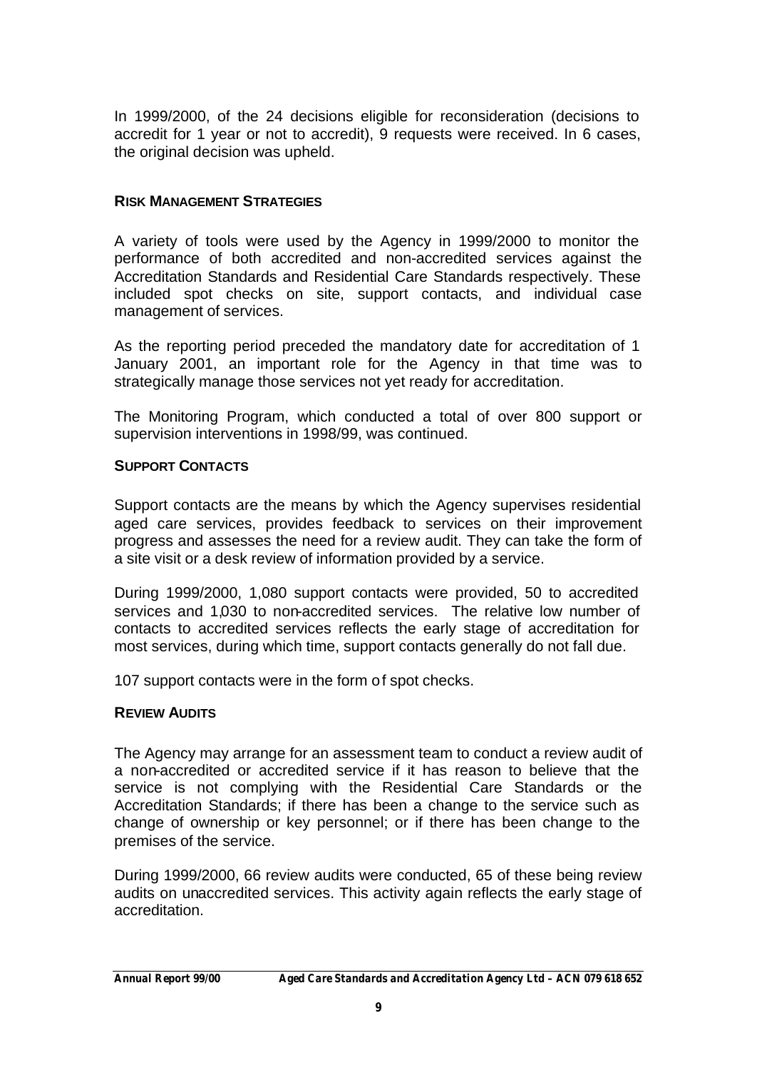In 1999/2000, of the 24 decisions eligible for reconsideration (decisions to accredit for 1 year or not to accredit), 9 requests were received. In 6 cases, the original decision was upheld.

## RISK MANAGEMENT STRATEGIES

A variety of tools were used by the Agency in 1999/2000 to monitor the performance of both accredited and non-accredited services against the Accreditation Standards and Residential Care Standards respectively. These included spot checks on site, support contacts, and individual case management of services.

As the reporting period preceded the mandatory date for accreditation of 1 January 2001, an important role for the Agency in that time was to strategically manage those services not yet ready for accreditation.

The Monitoring Program, which conducted a total of over 800 support or supervision interventions in 1998/99, was continued.

## SUPPORT CONTACTS

Support contacts are the means by which the Agency supervises residential aged care services, provides feedback to services on their improvement progress and assesses the need for a review audit. They can take the form of a site visit or a desk review of information provided by a service.

During 1999/2000, 1,080 support contacts were provided, 50 to accredited services and 1,030 to non-accredited services. The relative low number of contacts to accredited services reflects the early stage of accreditation for most services, during which time, support contacts generally do not fall due.

107 support contacts were in the form of spot checks.

## REVIEW AUDITS

The Agency may arrange for an assessment team to conduct a review audit of a non-accredited or accredited service if it has reason to believe that the service is not complying with the Residential Care Standards or the Accreditation Standards; if there has been a change to the service such as change of ownership or key personnel; or if there has been change to the premises of the service.

During 1999/2000, 66 review audits were conducted, 65 of these being review audits on unaccredited services. This activity again reflects the early stage of accreditation.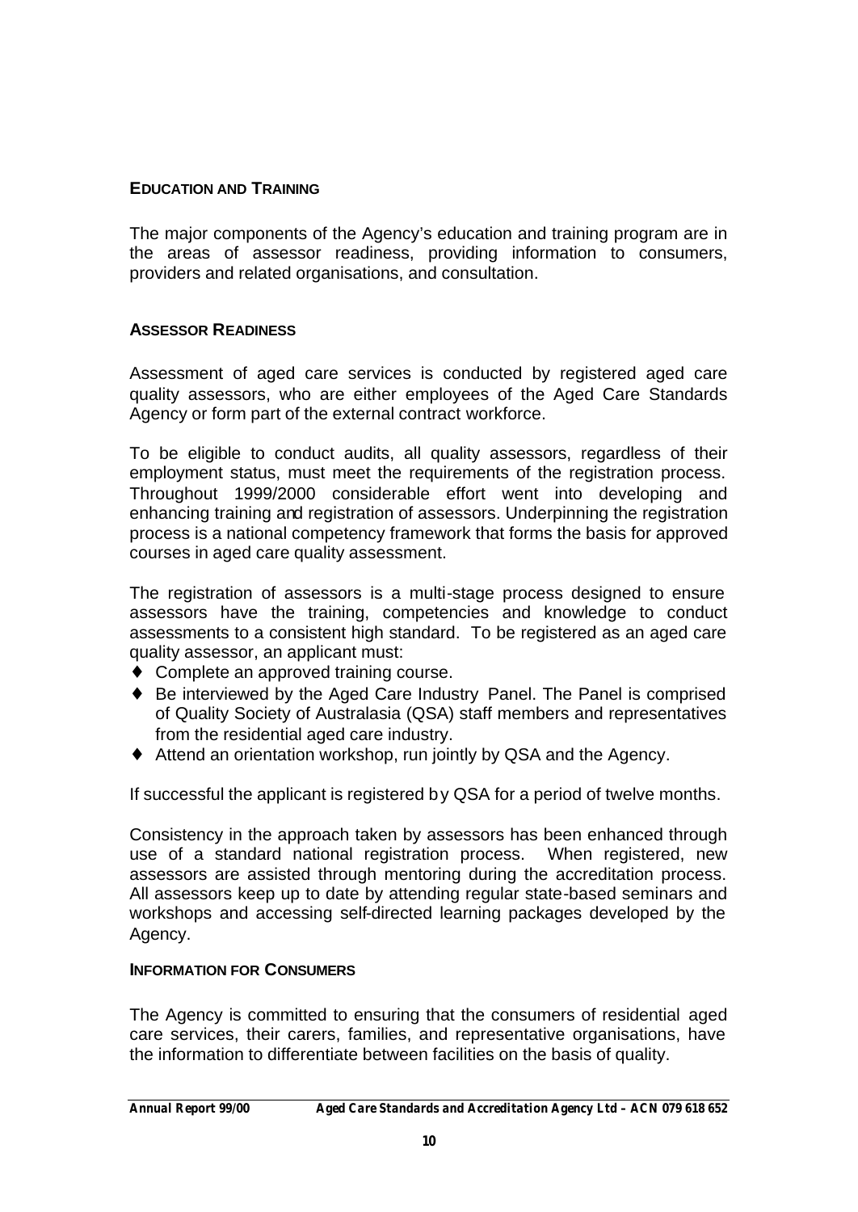## EDUCATION AND TRAINING

The major components of the Agency's education and training program are in the areas of assessor readiness, providing information to consumers, providers and related organisations, and consultation.

## ASSESSOR READINESS

Assessment of aged care services is conducted by registered aged care quality assessors, who are either employees of the Aged Care Standards Agency or form part of the external contract workforce.

To be eligible to conduct audits, all quality assessors, regardless of their employment status, must meet the requirements of the registration process. Throughout 1999/2000 considerable effort went into developing and enhancing training and registration of assessors. Underpinning the registration process is a national competency framework that forms the basis for approved courses in aged care quality assessment.

The registration of assessors is a multi-stage process designed to ensure assessors have the training, competencies and knowledge to conduct assessments to a consistent high standard. To be registered as an aged care quality assessor, an applicant must:

- Complete an approved training course.
- Be interviewed by the Aged Care Industry Panel. The Panel is comprised of Quality Society of Australasia (QSA) staff members and representatives from the residential aged care industry.
- Attend an orientation workshop, run jointly by QSA and the Agency.

If successful the applicant is registered by QSA for a period of twelve months.

Consistency in the approach taken by assessors has been enhanced through use of a standard national registration process. When registered, new assessors are assisted through mentoring during the accreditation process. All assessors keep up to date by attending regular state-based seminars and workshops and accessing self-directed learning packages developed by the Agency.

### INFORMATION FOR CONSUMERS

The Agency is committed to ensuring that the consumers of residential aged care services, their carers, families, and representative organisations, have the information to differentiate between facilities on the basis of quality.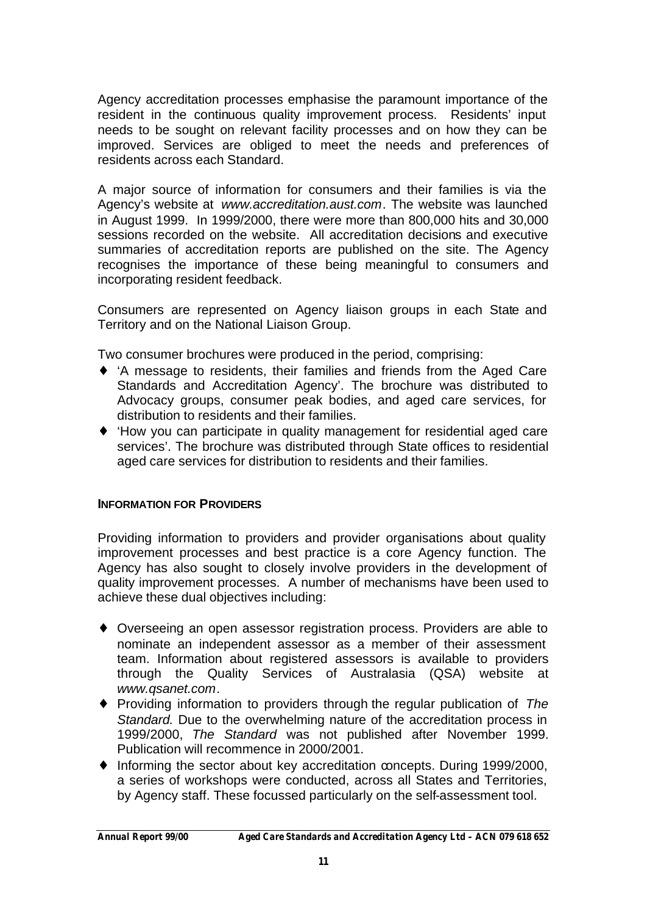Agency accreditation processes emphasise the paramount importance of the resident in the continuous quality improvement process. Residents' input needs to be sought on relevant facility processes and on how they can be improved. Services are obliged to meet the needs and preferences of residents across each Standard.

A major source of information for consumers and their families is via the Agency's website at *www.accreditation.aust.com*. The website was launched in August 1999. In 1999/2000, there were more than 800,000 hits and 30,000 sessions recorded on the website. All accreditation decisions and executive summaries of accreditation reports are published on the site. The Agency recognises the importance of these being meaningful to consumers and incorporating resident feedback.

Consumers are represented on Agency liaison groups in each State and Territory and on the National Liaison Group.

Two consumer brochures were produced in the period, comprising:

- 'A message to residents, their families and friends from the Aged Care Standards and Accreditation Agency'. The brochure was distributed to Advocacy groups, consumer peak bodies, and aged care services, for distribution to residents and their families.
- 'How you can participate in quality management for residential aged care services'. The brochure was distributed through State offices to residential aged care services for distribution to residents and their families.

**INFORMATION FOR PROVIDERS**

Providing information to providers and provider organisations about quality improvement processes and best practice is a core Agency function. The Agency has also sought to closely involve providers in the development of quality improvement processes. A number of mechanisms have been used to achieve these dual objectives including:

- Overseeing an open assessor registration process. Providers are able to nominate an independent assessor as a member of their assessment team. Information about registered assessors is available to providers through the Quality Services of Australasia (QSA) website at *www.qsanet.com*.
- Providing information to providers through the regular publication of *The Standard.* Due to the overwhelming nature of the accreditation process in 1999/2000, *The Standard* was not published after November 1999. Publication will recommence in 2000/2001.
- Informing the sector about key accreditation concepts. During 1999/2000, a series of workshops were conducted, across all States and Territories, by Agency staff. These focussed particularly on the self-assessment tool.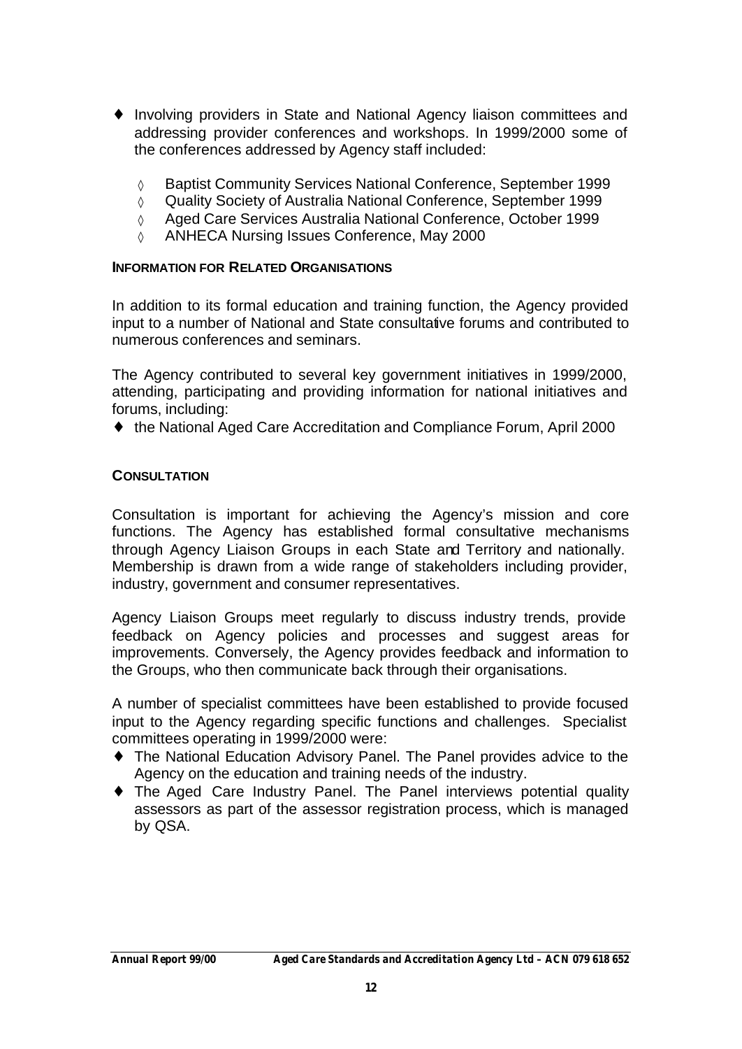- Involving providers in State and National Agency liaison committees and addressing provider conferences and workshops. In 1999/2000 some of the conferences addressed by Agency staff included:
  - Baptist Community Services National Conference, September 1999
  - Quality Society of Australia National Conference, September 1999
  - Aged Care Services Australia National Conference, October 1999
  - ANHECA Nursing Issues Conference, May 2000

### INFORMATION FOR RELATED ORGANISATIONS

In addition to its formal education and training function, the Agency provided input to a number of National and State consultative forums and contributed to numerous conferences and seminars.

The Agency contributed to several key government initiatives in 1999/2000, attending, participating and providing information for national initiatives and forums, including:

- the National Aged Care Accreditation and Compliance Forum, April 2000

### CONSULTATION

Consultation is important for achieving the Agency's mission and core functions. The Agency has established formal consultative mechanisms through Agency Liaison Groups in each State and Territory and nationally. Membership is drawn from a wide range of stakeholders including provider, industry, government and consumer representatives.

Agency Liaison Groups meet regularly to discuss industry trends, provide feedback on Agency policies and processes and suggest areas for improvements. Conversely, the Agency provides feedback and information to the Groups, who then communicate back through their organisations.

A number of specialist committees have been established to provide focused input to the Agency regarding specific functions and challenges. Specialist committees operating in 1999/2000 were:

- The National Education Advisory Panel. The Panel provides advice to the Agency on the education and training needs of the industry.
- The Aged Care Industry Panel. The Panel interviews potential quality assessors as part of the assessor registration process, which is managed by QSA.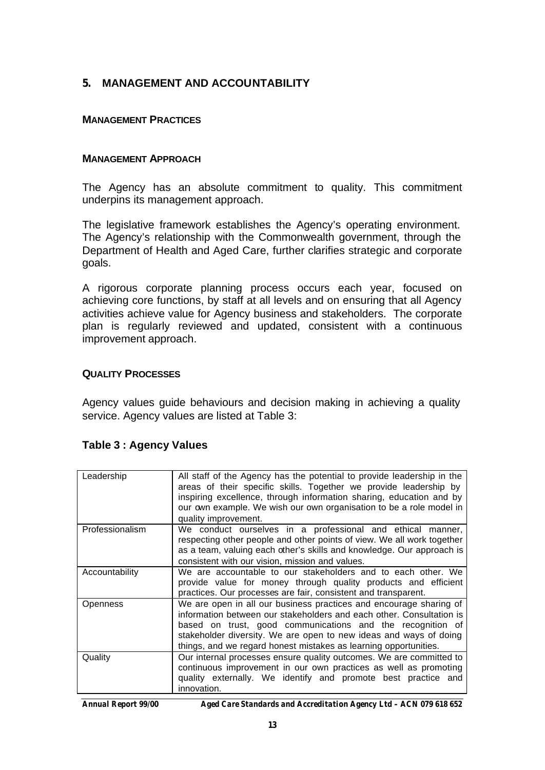## 5. MANAGEMENT AND ACCOUNTABILITY

### MANAGEMENT PRACTICES

### MANAGEMENT APPROACH

The Agency has an absolute commitment to quality. This commitment underpins its management approach.

The legislative framework establishes the Agency's operating environment. The Agency's relationship with the Commonwealth government, through the Department of Health and Aged Care, further clarifies strategic and corporate goals.

A rigorous corporate planning process occurs each year, focused on achieving core functions, by staff at all levels and on ensuring that all Agency activities achieve value for Agency business and stakeholders. The corporate plan is regularly reviewed and updated, consistent with a continuous improvement approach.

### QUALITY PROCESSES

Agency values guide behaviours and decision making in achieving a quality service. Agency values are listed at Table 3:

**Table 3 : Agency Values**

| | |
|---|---|
| Leadership | All staff of the Agency has the potential to provide leadership in the areas of their specific skills. Together we provide leadership by inspiring excellence, through information sharing, education and by our own example. We wish our own organisation to be a role model in quality improvement. |
| Professionalism | We conduct ourselves in a professional and ethical manner, respecting other people and other points of view. We all work together as a team, valuing each other's skills and knowledge. Our approach is consistent with our vision, mission and values. |
| Accountability | We are accountable to our stakeholders and to each other. We provide value for money through quality products and efficient practices. Our processes are fair, consistent and transparent. |
| Openness | We are open in all our business practices and encourage sharing of information between our stakeholders and each other. Consultation is based on trust, good communications and the recognition of stakeholder diversity. We are open to new ideas and ways of doing things, and we regard honest mistakes as learning opportunities. |
| Quality | Our internal processes ensure quality outcomes. We are committed to continuous improvement in our own practices as well as promoting quality externally. We identify and promote best practice and innovation. |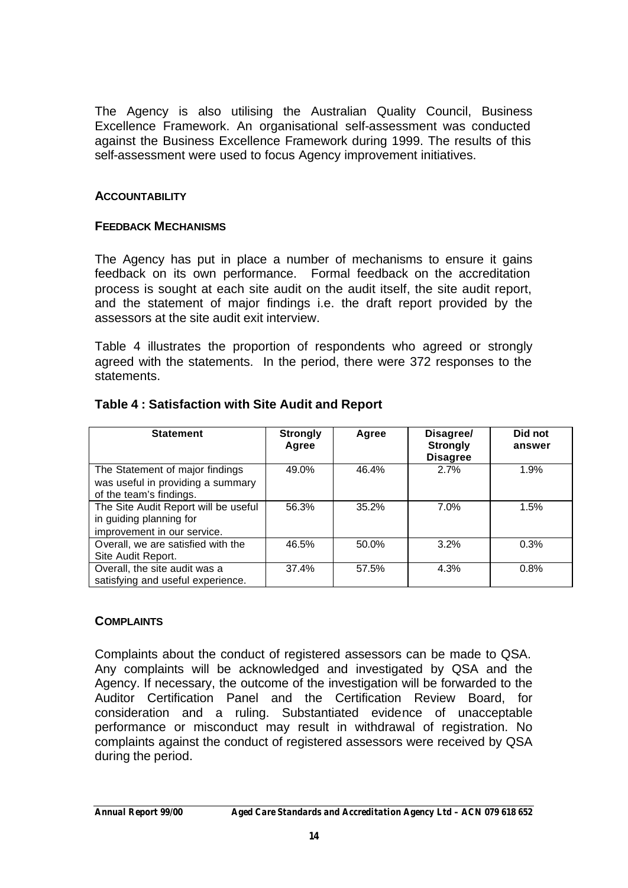The Agency is also utilising the Australian Quality Council, Business Excellence Framework. An organisational self-assessment was conducted against the Business Excellence Framework during 1999. The results of this self-assessment were used to focus Agency improvement initiatives.

## ACCOUNTABILITY

### FEEDBACK MECHANISMS

The Agency has put in place a number of mechanisms to ensure it gains feedback on its own performance. Formal feedback on the accreditation process is sought at each site audit on the audit itself, the site audit report, and the statement of major findings i.e. the draft report provided by the assessors at the site audit exit interview.

Table 4 illustrates the proportion of respondents who agreed or strongly agreed with the statements. In the period, there were 372 responses to the statements.

**Table 4 : Satisfaction with Site Audit and Report**

| Statement | Strongly Agree | Agree | Disagree/ Strongly Disagree | Did not answer |
|---|---|---|---|---|
| The Statement of major findings was useful in providing a summary of the team's findings. | 49.0% | 46.4% | 2.7% | 1.9% |
| The Site Audit Report will be useful in guiding planning for improvement in our service. | 56.3% | 35.2% | 7.0% | 1.5% |
| Overall, we are satisfied with the Site Audit Report. | 46.5% | 50.0% | 3.2% | 0.3% |
| Overall, the site audit was a satisfying and useful experience. | 37.4% | 57.5% | 4.3% | 0.8% |

### COMPLAINTS

Complaints about the conduct of registered assessors can be made to QSA. Any complaints will be acknowledged and investigated by QSA and the Agency. If necessary, the outcome of the investigation will be forwarded to the Auditor Certification Panel and the Certification Review Board, for consideration and a ruling. Substantiated evidence of unacceptable performance or misconduct may result in withdrawal of registration. No complaints against the conduct of registered assessors were received by QSA during the period.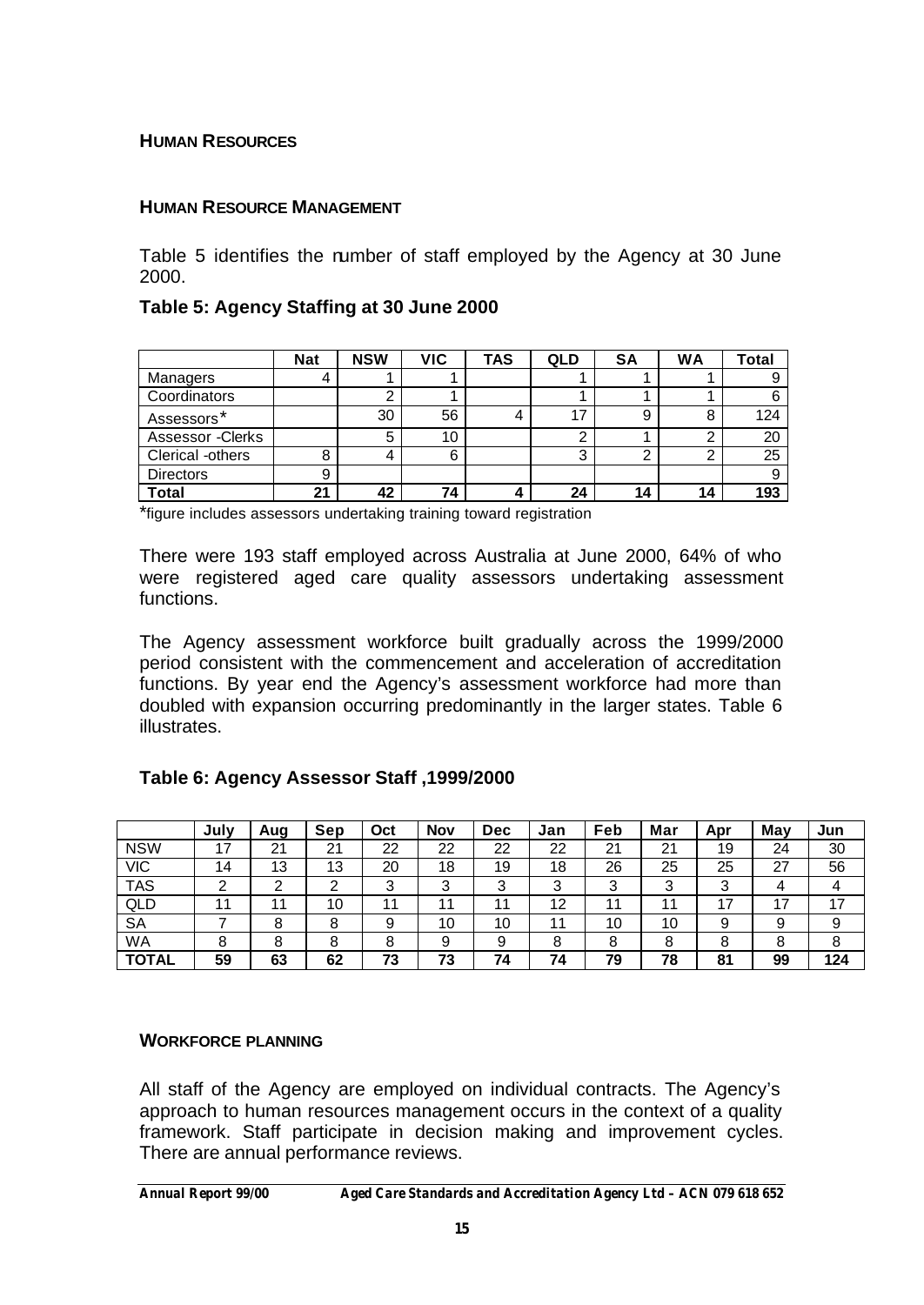## HUMAN RESOURCES

### HUMAN RESOURCE MANAGEMENT

Table 5 identifies the number of staff employed by the Agency at 30 June 2000.

**Table 5: Agency Staffing at 30 June 2000**

| | Nat | NSW | VIC | TAS | QLD | SA | WA | Total |
|---|---|---|---|---|---|---|---|---|
| Managers | 4 | 1 | 1 | | 1 | 1 | 1 | 9 |
| Coordinators | | 2 | 1 | | 1 | 1 | 1 | 6 |
| Assessors* | | 30 | 56 | 4 | 17 | 9 | 8 | 124 |
| Assessor -Clerks | | 5 | 10 | | 2 | 1 | 2 | 20 |
| Clerical -others | 8 | 4 | 6 | | 3 | 2 | 2 | 25 |
| Directors | 9 | | | | | | | 9 |
| **Total** | **21** | **42** | **74** | **4** | **24** | **14** | **14** | **193** |

*figure includes assessors undertaking training toward registration

There were 193 staff employed across Australia at June 2000, 64% of who were registered aged care quality assessors undertaking assessment functions.

The Agency assessment workforce built gradually across the 1999/2000 period consistent with the commencement and acceleration of accreditation functions. By year end the Agency's assessment workforce had more than doubled with expansion occurring predominantly in the larger states. Table 6 illustrates.

**Table 6: Agency Assessor Staff ,1999/2000**

| | July | Aug | Sep | Oct | Nov | Dec | Jan | Feb | Mar | Apr | May | Jun |
|---|---|---|---|---|---|---|---|---|---|---|---|---|
| NSW | 17 | 21 | 21 | 22 | 22 | 22 | 22 | 21 | 21 | 19 | 24 | 30 |
| VIC | 14 | 13 | 13 | 20 | 18 | 19 | 18 | 26 | 25 | 25 | 27 | 56 |
| TAS | 2 | 2 | 2 | 3 | 3 | 3 | 3 | 3 | 3 | 3 | 4 | 4 |
| QLD | 11 | 11 | 10 | 11 | 11 | 11 | 12 | 11 | 11 | 17 | 17 | 17 |
| SA | 7 | 8 | 8 | 9 | 10 | 10 | 11 | 10 | 10 | 9 | 9 | 9 |
| WA | 8 | 8 | 8 | 8 | 9 | 9 | 8 | 8 | 8 | 8 | 8 | 8 |
| **TOTAL** | **59** | **63** | **62** | **73** | **73** | **74** | **74** | **79** | **78** | **81** | **99** | **124** |

### WORKFORCE PLANNING

All staff of the Agency are employed on individual contracts. The Agency's approach to human resources management occurs in the context of a quality framework. Staff participate in decision making and improvement cycles. There are annual performance reviews.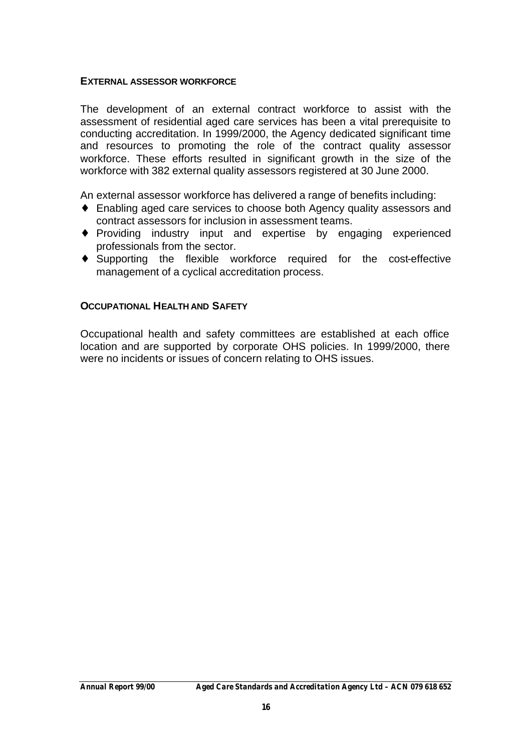## External Assessor Workforce

The development of an external contract workforce to assist with the assessment of residential aged care services has been a vital prerequisite to conducting accreditation. In 1999/2000, the Agency dedicated significant time and resources to promoting the role of the contract quality assessor workforce. These efforts resulted in significant growth in the size of the workforce with 382 external quality assessors registered at 30 June 2000.

An external assessor workforce has delivered a range of benefits including:

- Enabling aged care services to choose both Agency quality assessors and contract assessors for inclusion in assessment teams.
- Providing industry input and expertise by engaging experienced professionals from the sector.
- Supporting the flexible workforce required for the cost-effective management of a cyclical accreditation process.

## Occupational Health and Safety

Occupational health and safety committees are established at each office location and are supported by corporate OHS policies. In 1999/2000, there were no incidents or issues of concern relating to OHS issues.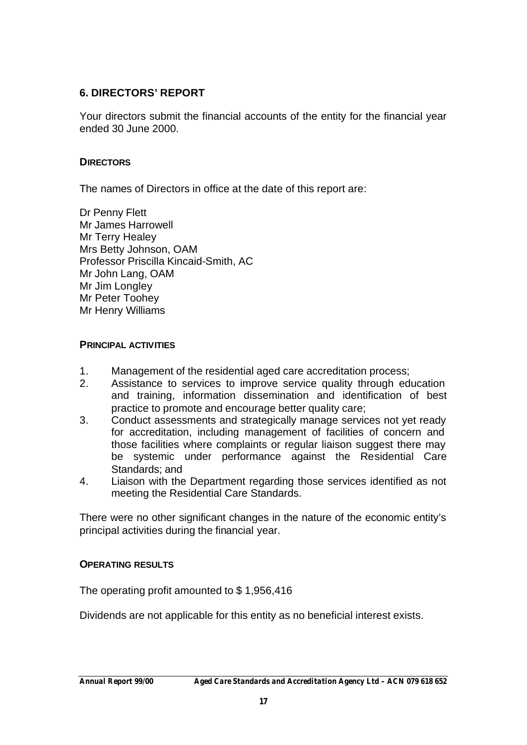## 6. DIRECTORS' REPORT

Your directors submit the financial accounts of the entity for the financial year ended 30 June 2000.

### DIRECTORS

The names of Directors in office at the date of this report are:

Dr Penny Flett
Mr James Harrowell
Mr Terry Healey
Mrs Betty Johnson, OAM
Professor Priscilla Kincaid-Smith, AC
Mr John Lang, OAM
Mr Jim Longley
Mr Peter Toohey
Mr Henry Williams

### PRINCIPAL ACTIVITIES

1. Management of the residential aged care accreditation process;
2. Assistance to services to improve service quality through education and training, information dissemination and identification of best practice to promote and encourage better quality care;
3. Conduct assessments and strategically manage services not yet ready for accreditation, including management of facilities of concern and those facilities where complaints or regular liaison suggest there may be systemic under performance against the Residential Care Standards; and
4. Liaison with the Department regarding those services identified as not meeting the Residential Care Standards.

There were no other significant changes in the nature of the economic entity's principal activities during the financial year.

### OPERATING RESULTS

The operating profit amounted to $ 1,956,416

Dividends are not applicable for this entity as no beneficial interest exists.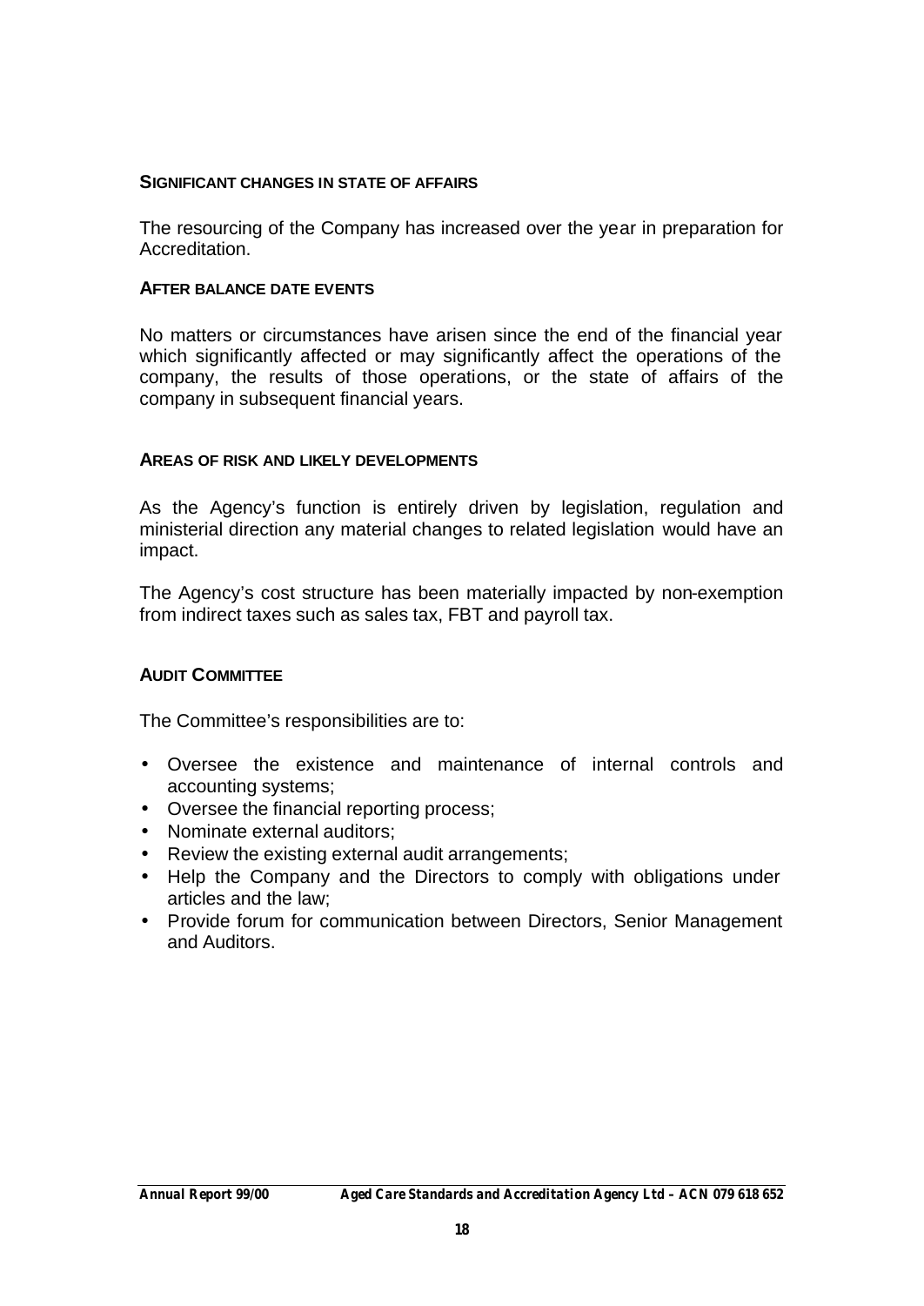## SIGNIFICANT CHANGES IN STATE OF AFFAIRS

The resourcing of the Company has increased over the year in preparation for Accreditation.

## AFTER BALANCE DATE EVENTS

No matters or circumstances have arisen since the end of the financial year which significantly affected or may significantly affect the operations of the company, the results of those operations, or the state of affairs of the company in subsequent financial years.

## AREAS OF RISK AND LIKELY DEVELOPMENTS

As the Agency's function is entirely driven by legislation, regulation and ministerial direction any material changes to related legislation would have an impact.

The Agency's cost structure has been materially impacted by non-exemption from indirect taxes such as sales tax, FBT and payroll tax.

## AUDIT COMMITTEE

The Committee's responsibilities are to:

- Oversee the existence and maintenance of internal controls and accounting systems;
- Oversee the financial reporting process;
- Nominate external auditors;
- Review the existing external audit arrangements;
- Help the Company and the Directors to comply with obligations under articles and the law;
- Provide forum for communication between Directors, Senior Management and Auditors.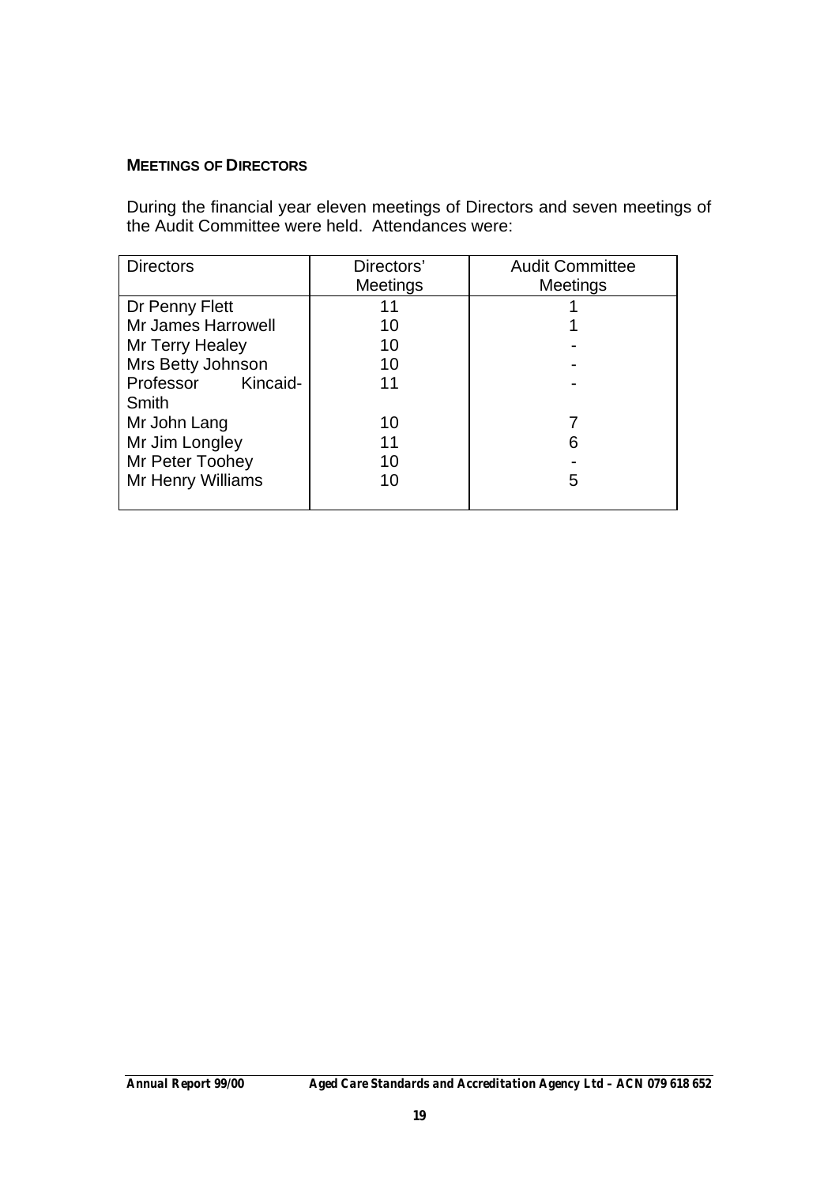**MEETINGS OF DIRECTORS**

During the financial year eleven meetings of Directors and seven meetings of the Audit Committee were held. Attendances were:

| Directors | Directors' Meetings | Audit Committee Meetings |
|---|---|---|
| Dr Penny Flett | 11 | 1 |
| Mr James Harrowell | 10 | 1 |
| Mr Terry Healey | 10 | - |
| Mrs Betty Johnson | 10 | - |
| Professor Kincaid-Smith | 11 | - |
| Mr John Lang | 10 | 7 |
| Mr Jim Longley | 11 | 6 |
| Mr Peter Toohey | 10 | - |
| Mr Henry Williams | 10 | 5 |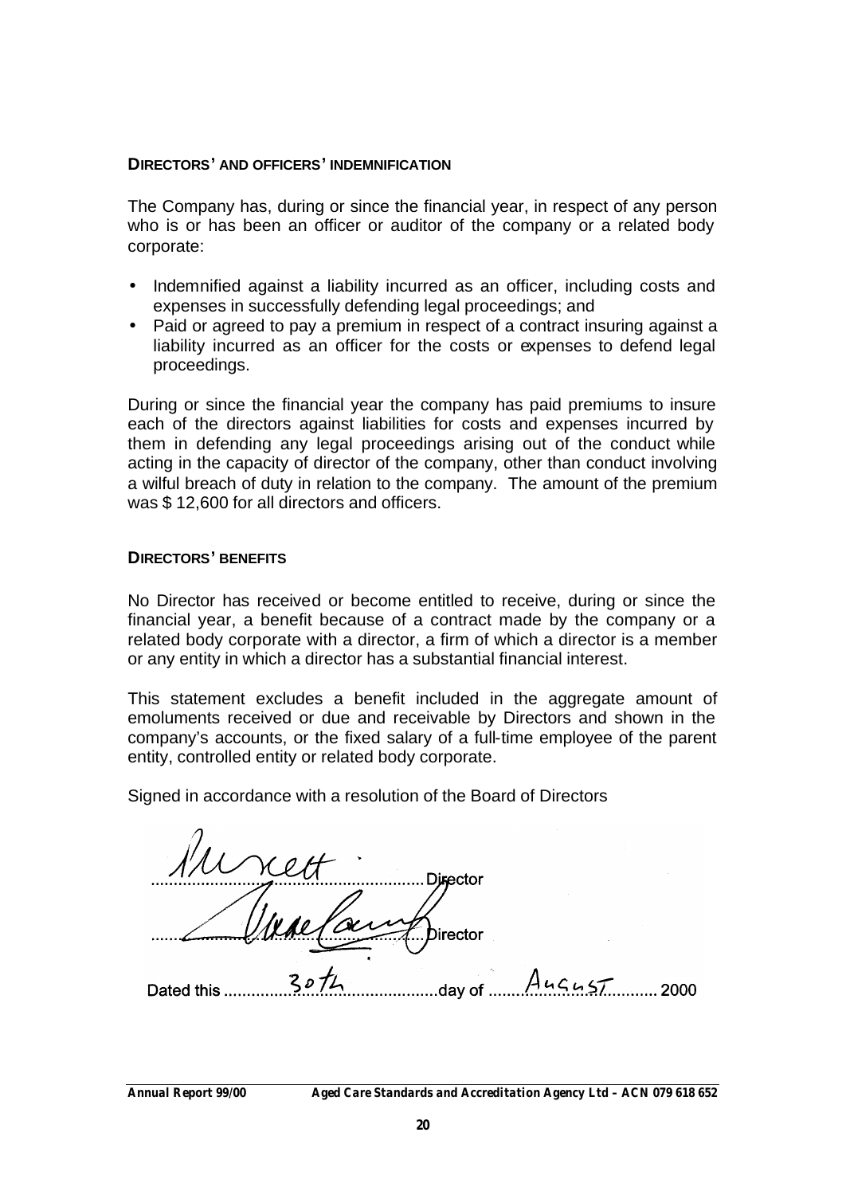## DIRECTORS' AND OFFICERS' INDEMNIFICATION

The Company has, during or since the financial year, in respect of any person who is or has been an officer or auditor of the company or a related body corporate:

- Indemnified against a liability incurred as an officer, including costs and expenses in successfully defending legal proceedings; and
- Paid or agreed to pay a premium in respect of a contract insuring against a liability incurred as an officer for the costs or expenses to defend legal proceedings.

During or since the financial year the company has paid premiums to insure each of the directors against liabilities for costs and expenses incurred by them in defending any legal proceedings arising out of the conduct while acting in the capacity of director of the company, other than conduct involving a wilful breach of duty in relation to the company. The amount of the premium was $ 12,600 for all directors and officers.

## DIRECTORS' BENEFITS

No Director has received or become entitled to receive, during or since the financial year, a benefit because of a contract made by the company or a related body corporate with a director, a firm of which a director is a member or any entity in which a director has a substantial financial interest.

This statement excludes a benefit included in the aggregate amount of emoluments received or due and receivable by Directors and shown in the company's accounts, or the fixed salary of a full-time employee of the parent entity, controlled entity or related body corporate.

Signed in accordance with a resolution of the Board of Directors

.......................................................... Director

.......................................................... Director

Dated this 30th day of August 2000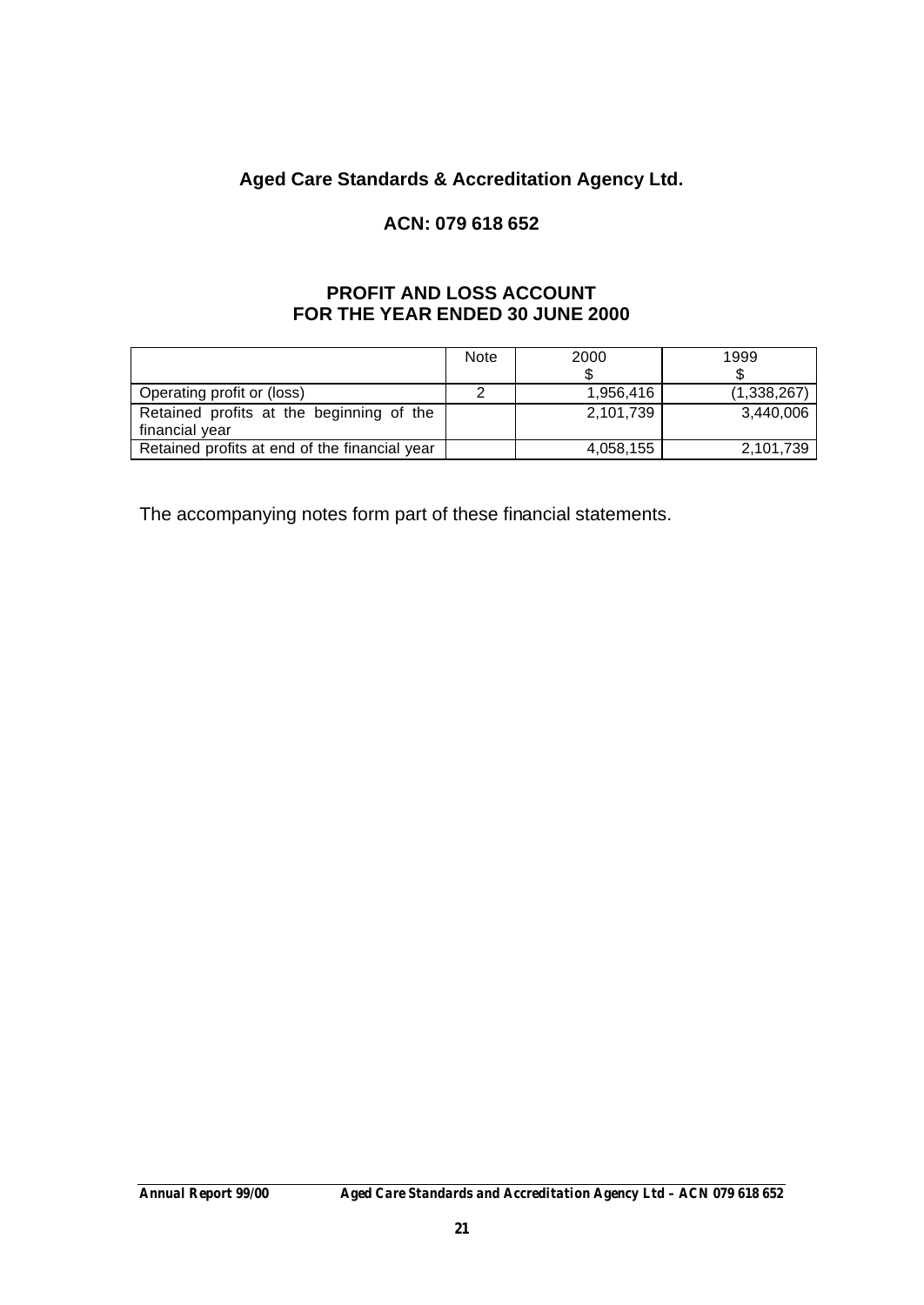## Aged Care Standards & Accreditation Agency Ltd.

## ACN: 079 618 652

### PROFIT AND LOSS ACCOUNT
### FOR THE YEAR ENDED 30 JUNE 2000

| | Note | 2000<br>$ | 1999<br>$ |
|---|---|---|---|
| Operating profit or (loss) | 2 | 1,956,416 | (1,338,267) |
| Retained profits at the beginning of the financial year | | 2,101,739 | 3,440,006 |
| Retained profits at end of the financial year | | 4,058,155 | 2,101,739 |

The accompanying notes form part of these financial statements.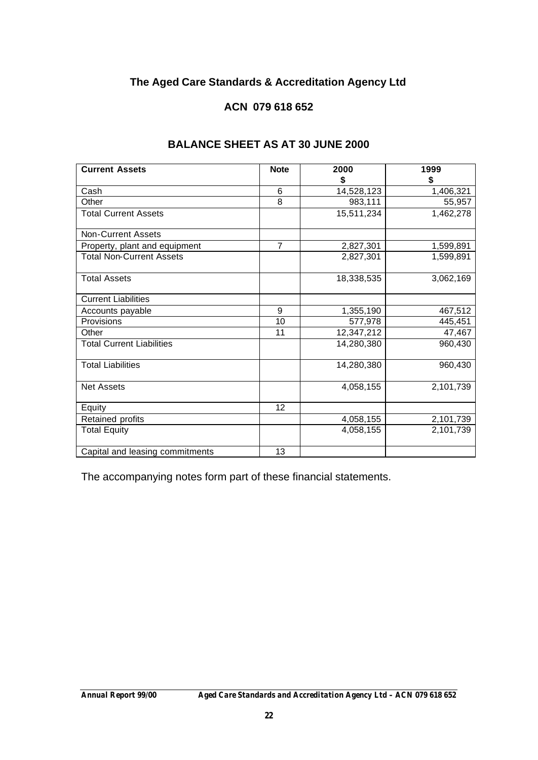## The Aged Care Standards & Accreditation Agency Ltd

### ACN 079 618 652

### BALANCE SHEET AS AT 30 JUNE 2000

| Current Assets | Note | 2000<br>$ | 1999<br>$ |
|---|---|---|---|
| Cash | 6 | 14,528,123 | 1,406,321 |
| Other | 8 | 983,111 | 55,957 |
| Total Current Assets | | 15,511,234 | 1,462,278 |
| Non-Current Assets | | | |
| Property, plant and equipment | 7 | 2,827,301 | 1,599,891 |
| Total Non-Current Assets | | 2,827,301 | 1,599,891 |
| Total Assets | | 18,338,535 | 3,062,169 |
| Current Liabilities | | | |
| Accounts payable | 9 | 1,355,190 | 467,512 |
| Provisions | 10 | 577,978 | 445,451 |
| Other | 11 | 12,347,212 | 47,467 |
| Total Current Liabilities | | 14,280,380 | 960,430 |
| Total Liabilities | | 14,280,380 | 960,430 |
| Net Assets | | 4,058,155 | 2,101,739 |
| Equity | 12 | | |
| Retained profits | | 4,058,155 | 2,101,739 |
| Total Equity | | 4,058,155 | 2,101,739 |
| Capital and leasing commitments | 13 | | |

The accompanying notes form part of these financial statements.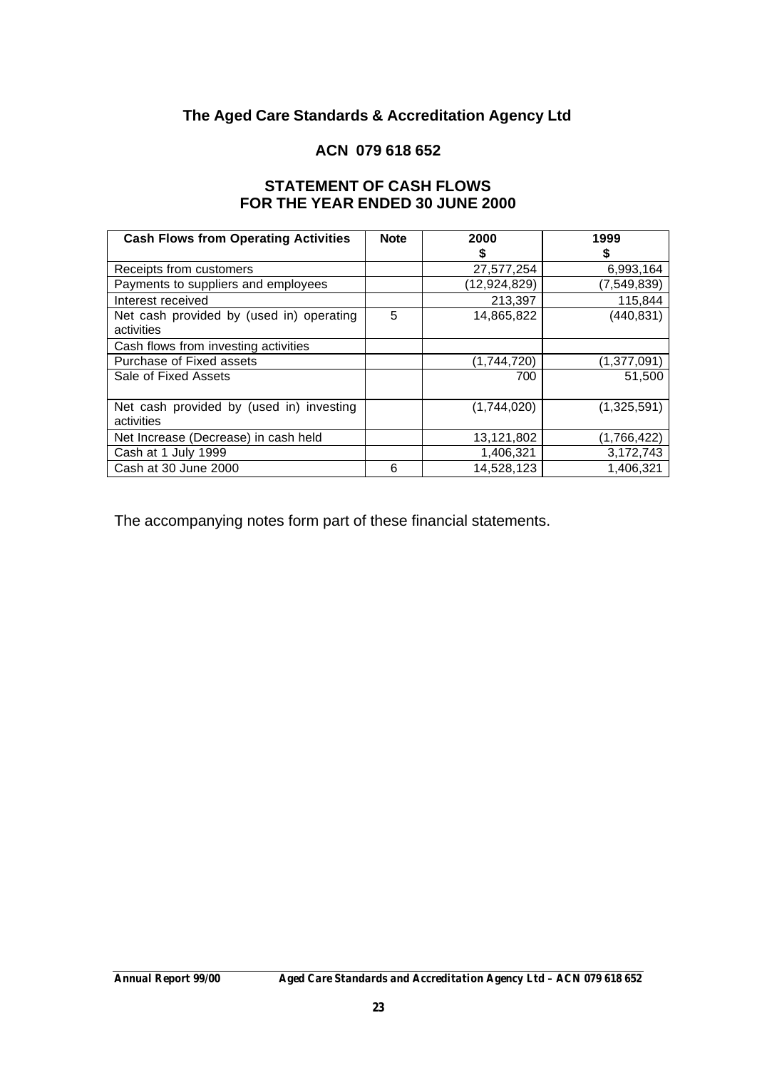# The Aged Care Standards & Accreditation Agency Ltd

## ACN 079 618 652

## STATEMENT OF CASH FLOWS
## FOR THE YEAR ENDED 30 JUNE 2000

| **Cash Flows from Operating Activities** | **Note** | **2000** **$** | **1999** **$** |
|---|---|---|---|
| Receipts from customers | | 27,577,254 | 6,993,164 |
| Payments to suppliers and employees | | (12,924,829) | (7,549,839) |
| Interest received | | 213,397 | 115,844 |
| Net cash provided by (used in) operating activities | 5 | 14,865,822 | (440,831) |
| Cash flows from investing activities | | | |
| Purchase of Fixed assets | | (1,744,720) | (1,377,091) |
| Sale of Fixed Assets | | 700 | 51,500 |
| Net cash provided by (used in) investing activities | | (1,744,020) | (1,325,591) |
| Net Increase (Decrease) in cash held | | 13,121,802 | (1,766,422) |
| Cash at 1 July 1999 | | 1,406,321 | 3,172,743 |
| Cash at 30 June 2000 | 6 | 14,528,123 | 1,406,321 |

The accompanying notes form part of these financial statements.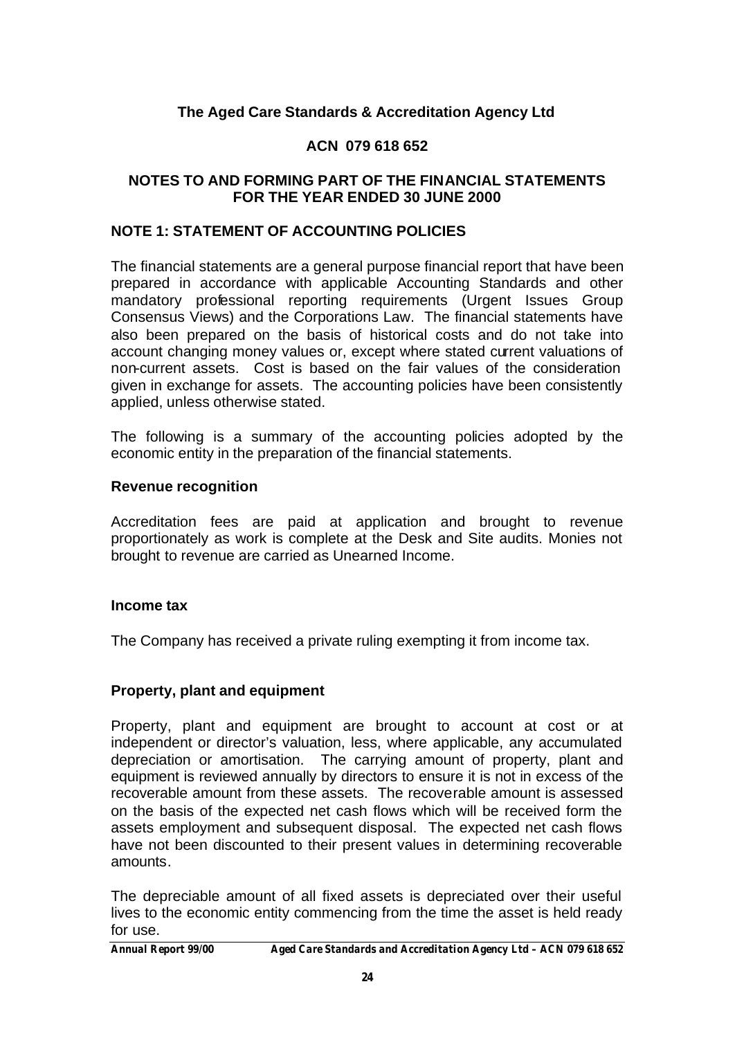**The Aged Care Standards & Accreditation Agency Ltd**

**ACN 079 618 652**

**NOTES TO AND FORMING PART OF THE FINANCIAL STATEMENTS FOR THE YEAR ENDED 30 JUNE 2000**

## NOTE 1: STATEMENT OF ACCOUNTING POLICIES

The financial statements are a general purpose financial report that have been prepared in accordance with applicable Accounting Standards and other mandatory professional reporting requirements (Urgent Issues Group Consensus Views) and the Corporations Law. The financial statements have also been prepared on the basis of historical costs and do not take into account changing money values or, except where stated current valuations of non-current assets. Cost is based on the fair values of the consideration given in exchange for assets. The accounting policies have been consistently applied, unless otherwise stated.

The following is a summary of the accounting policies adopted by the economic entity in the preparation of the financial statements.

### Revenue recognition

Accreditation fees are paid at application and brought to revenue proportionately as work is complete at the Desk and Site audits. Monies not brought to revenue are carried as Unearned Income.

### Income tax

The Company has received a private ruling exempting it from income tax.

### Property, plant and equipment

Property, plant and equipment are brought to account at cost or at independent or director's valuation, less, where applicable, any accumulated depreciation or amortisation. The carrying amount of property, plant and equipment is reviewed annually by directors to ensure it is not in excess of the recoverable amount from these assets. The recoverable amount is assessed on the basis of the expected net cash flows which will be received form the assets employment and subsequent disposal. The expected net cash flows have not been discounted to their present values in determining recoverable amounts.

The depreciable amount of all fixed assets is depreciated over their useful lives to the economic entity commencing from the time the asset is held ready for use.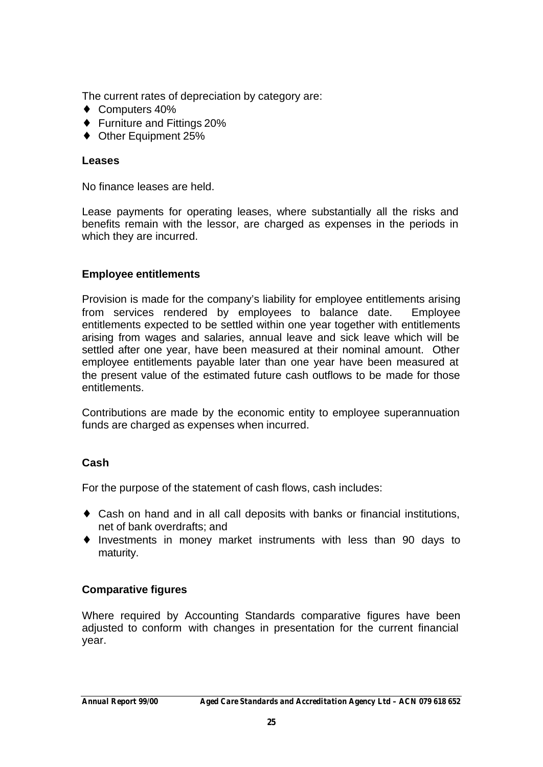The current rates of depreciation by category are:

- Computers 40%
- Furniture and Fittings 20%
- Other Equipment 25%

### Leases

No finance leases are held.

Lease payments for operating leases, where substantially all the risks and benefits remain with the lessor, are charged as expenses in the periods in which they are incurred.

### Employee entitlements

Provision is made for the company's liability for employee entitlements arising from services rendered by employees to balance date. Employee entitlements expected to be settled within one year together with entitlements arising from wages and salaries, annual leave and sick leave which will be settled after one year, have been measured at their nominal amount. Other employee entitlements payable later than one year have been measured at the present value of the estimated future cash outflows to be made for those entitlements.

Contributions are made by the economic entity to employee superannuation funds are charged as expenses when incurred.

### Cash

For the purpose of the statement of cash flows, cash includes:

- Cash on hand and in all call deposits with banks or financial institutions, net of bank overdrafts; and
- Investments in money market instruments with less than 90 days to maturity.

### Comparative figures

Where required by Accounting Standards comparative figures have been adjusted to conform with changes in presentation for the current financial year.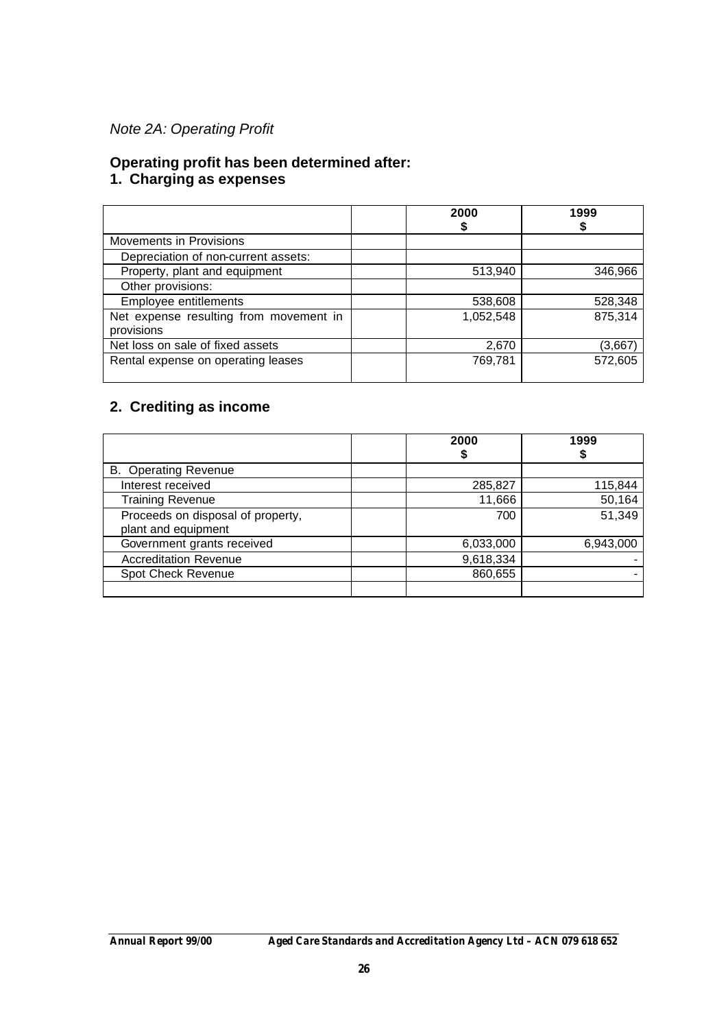*Note 2A: Operating Profit*

**Operating profit has been determined after:**

**1. Charging as expenses**

| | | 2000<br>$ | 1999<br>$ |
|---|---|---|---|
| Movements in Provisions | | | |
| Depreciation of non-current assets: | | | |
| Property, plant and equipment | | 513,940 | 346,966 |
| Other provisions: | | | |
| Employee entitlements | | 538,608 | 528,348 |
| Net expense resulting from movement in provisions | | 1,052,548 | 875,314 |
| Net loss on sale of fixed assets | | 2,670 | (3,667) |
| Rental expense on operating leases | | 769,781 | 572,605 |

**2. Crediting as income**

| | | 2000<br>$ | 1999<br>$ |
|---|---|---|---|
| B. Operating Revenue | | | |
| Interest received | | 285,827 | 115,844 |
| Training Revenue | | 11,666 | 50,164 |
| Proceeds on disposal of property, plant and equipment | | 700 | 51,349 |
| Government grants received | | 6,033,000 | 6,943,000 |
| Accreditation Revenue | | 9,618,334 | - |
| Spot Check Revenue | | 860,655 | - |
| | | | |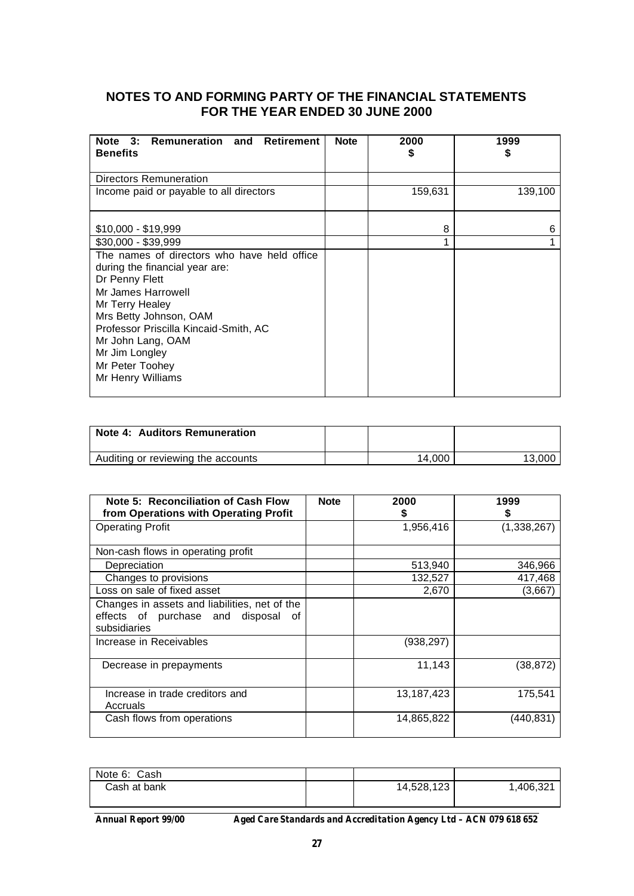## NOTES TO AND FORMING PARTY OF THE FINANCIAL STATEMENTS FOR THE YEAR ENDED 30 JUNE 2000

| Note 3: Remuneration and Retirement Benefits | Note | 2000 $ | 1999 $ |
|---|---|---|---|
| Directors Remuneration | | | |
| Income paid or payable to all directors | | 159,631 | 139,100 |
| $10,000 - $19,999 | | 8 | 6 |
| $30,000 - $39,999 | | 1 | 1 |
| The names of directors who have held office during the financial year are:<br>Dr Penny Flett<br>Mr James Harrowell<br>Mr Terry Healey<br>Mrs Betty Johnson, OAM<br>Professor Priscilla Kincaid-Smith, AC<br>Mr John Lang, OAM<br>Mr Jim Longley<br>Mr Peter Toohey<br>Mr Henry Williams | | | |

| Note 4: Auditors Remuneration | | | |
|---|---|---|---|
| Auditing or reviewing the accounts | | 14,000 | 13,000 |

| Note 5: Reconciliation of Cash Flow from Operations with Operating Profit | Note | 2000 $ | 1999 $ |
|---|---|---|---|
| Operating Profit | | 1,956,416 | (1,338,267) |
| Non-cash flows in operating profit | | | |
| Depreciation | | 513,940 | 346,966 |
| Changes to provisions | | 132,527 | 417,468 |
| Loss on sale of fixed asset | | 2,670 | (3,667) |
| Changes in assets and liabilities, net of the effects of purchase and disposal of subsidiaries | | | |
| Increase in Receivables | | (938,297) | |
| Decrease in prepayments | | 11,143 | (38,872) |
| Increase in trade creditors and Accruals | | 13,187,423 | 175,541 |
| Cash flows from operations | | 14,865,822 | (440,831) |

| Note 6: Cash | | | |
|---|---|---|---|
| Cash at bank | | 14,528,123 | 1,406,321 |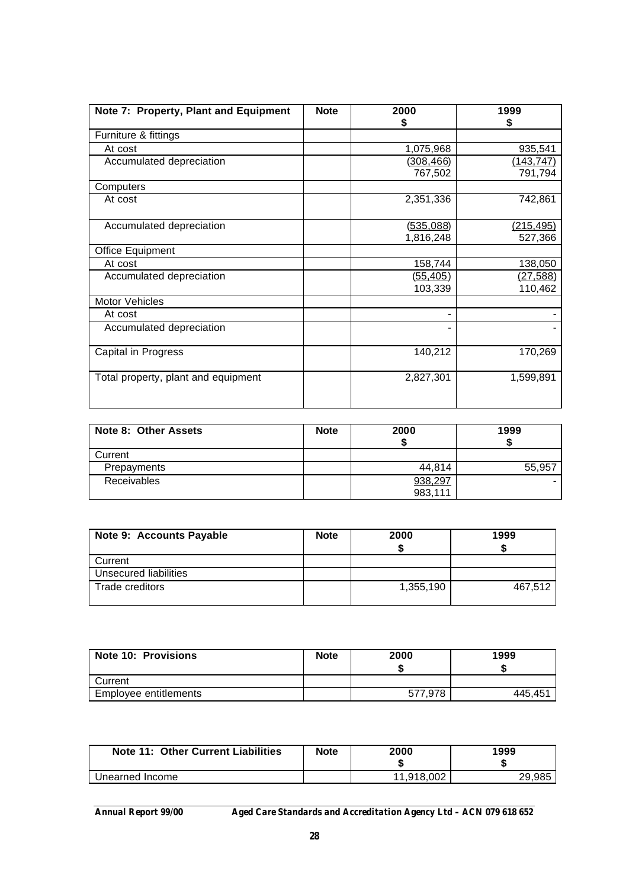| Note 7: Property, Plant and Equipment | Note | 2000<br>$ | 1999<br>$ |
|---|---|---|---|
| Furniture & fittings | | | |
| At cost | | 1,075,968 | 935,541 |
| Accumulated depreciation | | (308,466)<br>767,502 | (143,747)<br>791,794 |
| Computers | | | |
| At cost | | 2,351,336 | 742,861 |
| Accumulated depreciation | | (535,088)<br>1,816,248 | (215,495)<br>527,366 |
| Office Equipment | | | |
| At cost | | 158,744 | 138,050 |
| Accumulated depreciation | | (55,405)<br>103,339 | (27,588)<br>110,462 |
| Motor Vehicles | | | |
| At cost | | - | - |
| Accumulated depreciation | | - | - |
| Capital in Progress | | 140,212 | 170,269 |
| Total property, plant and equipment | | 2,827,301 | 1,599,891 |

| Note 8: Other Assets | Note | 2000<br>$ | 1999<br>$ |
|---|---|---|---|
| Current | | | |
| Prepayments | | 44,814 | 55,957 |
| Receivables | | 938,297<br>983,111 | - |

| Note 9: Accounts Payable | Note | 2000<br>$ | 1999<br>$ |
|---|---|---|---|
| Current | | | |
| Unsecured liabilities | | | |
| Trade creditors | | 1,355,190 | 467,512 |

| Note 10: Provisions | Note | 2000<br>$ | 1999<br>$ |
|---|---|---|---|
| Current | | | |
| Employee entitlements | | 577,978 | 445,451 |

| Note 11: Other Current Liabilities | Note | 2000<br>$ | 1999<br>$ |
|---|---|---|---|
| Unearned Income | | 11,918,002 | 29,985 |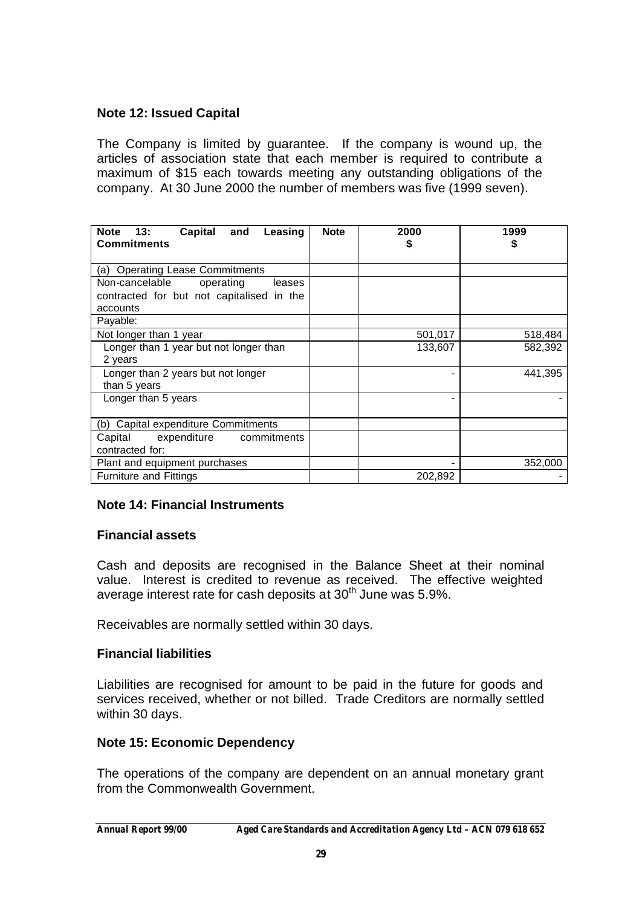## Note 12: Issued Capital

The Company is limited by guarantee. If the company is wound up, the articles of association state that each member is required to contribute a maximum of $15 each towards meeting any outstanding obligations of the company. At 30 June 2000 the number of members was five (1999 seven).

| **Note 13: Capital and Leasing Commitments** | **Note** | **2000 $** | **1999 $** |
|---|---|---|---|
| (a) Operating Lease Commitments | | | |
| Non-cancelable operating leases contracted for but not capitalised in the accounts | | | |
| Payable: | | | |
| Not longer than 1 year | | 501,017 | 518,484 |
| Longer than 1 year but not longer than 2 years | | 133,607 | 582,392 |
| Longer than 2 years but not longer than 5 years | | - | 441,395 |
| Longer than 5 years | | - | - |
| (b) Capital expenditure Commitments | | | |
| Capital expenditure commitments contracted for: | | | |
| Plant and equipment purchases | | - | 352,000 |
| Furniture and Fittings | | 202,892 | - |

## Note 14: Financial Instruments

### Financial assets

Cash and deposits are recognised in the Balance Sheet at their nominal value. Interest is credited to revenue as received. The effective weighted average interest rate for cash deposits at 30th June was 5.9%.

Receivables are normally settled within 30 days.

### Financial liabilities

Liabilities are recognised for amount to be paid in the future for goods and services received, whether or not billed. Trade Creditors are normally settled within 30 days.

## Note 15: Economic Dependency

The operations of the company are dependent on an annual monetary grant from the Commonwealth Government.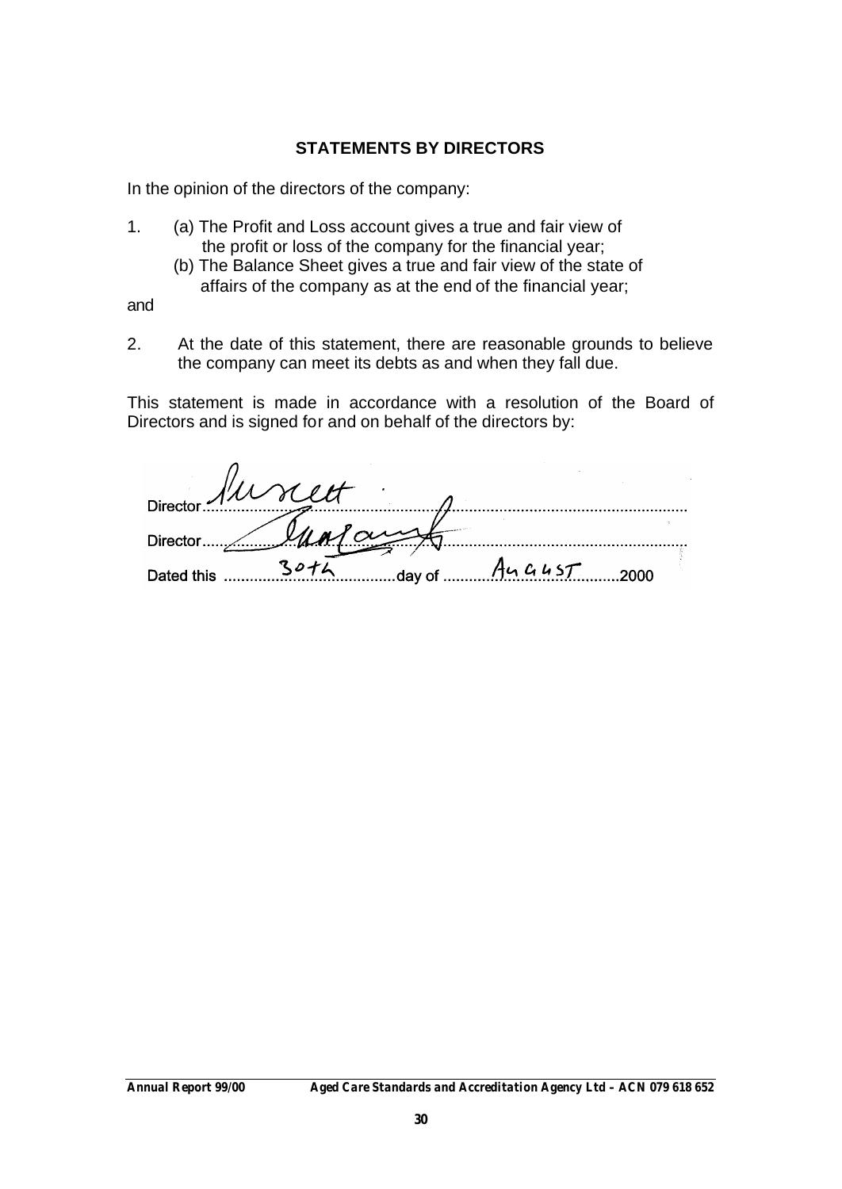## STATEMENTS BY DIRECTORS

In the opinion of the directors of the company:

1. (a) The Profit and Loss account gives a true and fair view of the profit or loss of the company for the financial year;
   (b) The Balance Sheet gives a true and fair view of the state of affairs of the company as at the end of the financial year;

and

2. At the date of this statement, there are reasonable grounds to believe the company can meet its debts as and when they fall due.

This statement is made in accordance with a resolution of the Board of Directors and is signed for and on behalf of the directors by:

Director.................................................................................................

Director.................................................................................................

Dated this ........30th........day of ........August........2000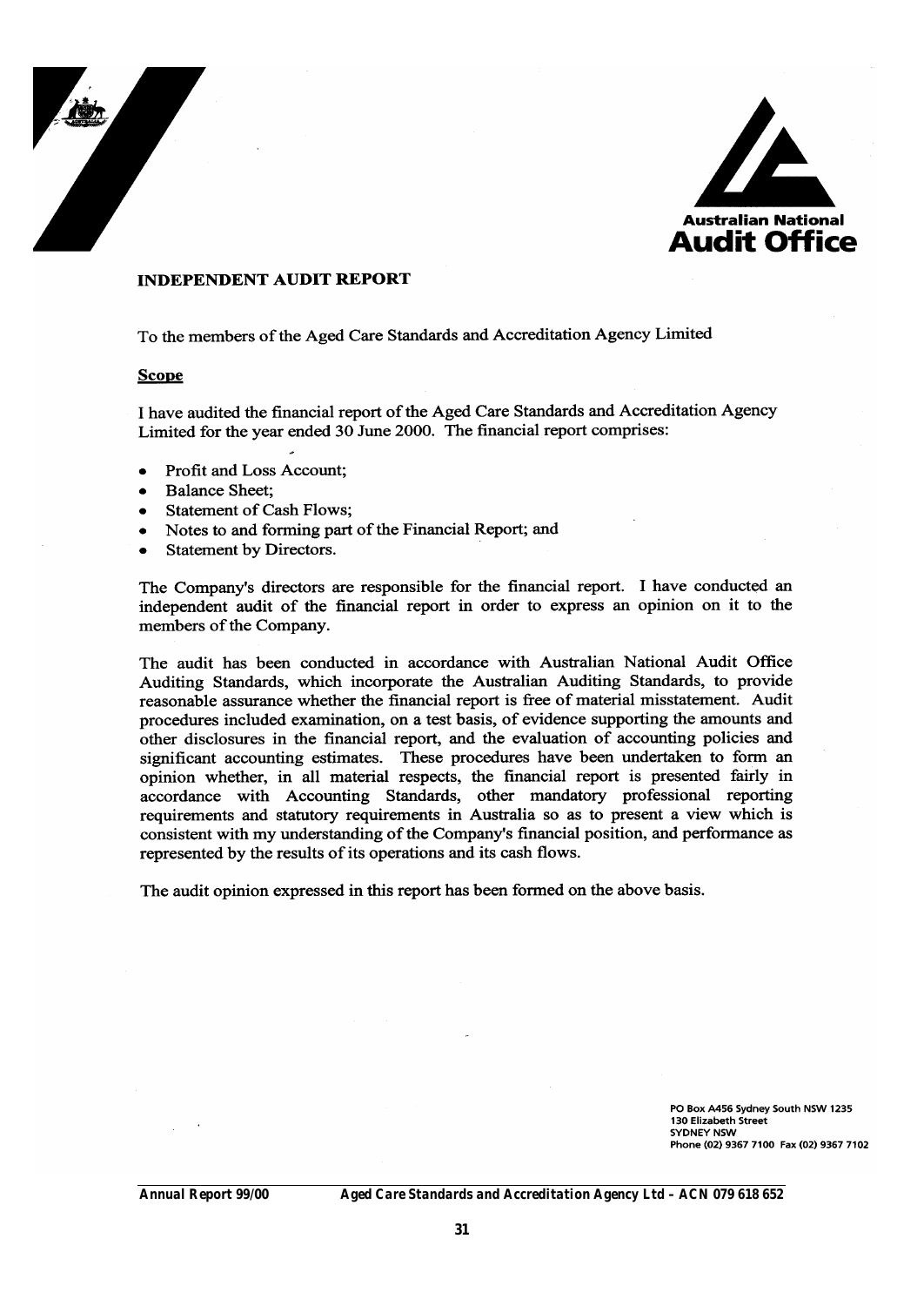Australian National
**Audit Office**

## INDEPENDENT AUDIT REPORT

To the members of the Aged Care Standards and Accreditation Agency Limited

### Scope

I have audited the financial report of the Aged Care Standards and Accreditation Agency Limited for the year ended 30 June 2000. The financial report comprises:

- Profit and Loss Account;
- Balance Sheet;
- Statement of Cash Flows;
- Notes to and forming part of the Financial Report; and
- Statement by Directors.

The Company's directors are responsible for the financial report. I have conducted an independent audit of the financial report in order to express an opinion on it to the members of the Company.

The audit has been conducted in accordance with Australian National Audit Office Auditing Standards, which incorporate the Australian Auditing Standards, to provide reasonable assurance whether the financial report is free of material misstatement. Audit procedures included examination, on a test basis, of evidence supporting the amounts and other disclosures in the financial report, and the evaluation of accounting policies and significant accounting estimates. These procedures have been undertaken to form an opinion whether, in all material respects, the financial report is presented fairly in accordance with Accounting Standards, other mandatory professional reporting requirements and statutory requirements in Australia so as to present a view which is consistent with my understanding of the Company's financial position, and performance as represented by the results of its operations and its cash flows.

The audit opinion expressed in this report has been formed on the above basis.

PO Box A456 Sydney South NSW 1235
130 Elizabeth Street
SYDNEY NSW
Phone (02) 9367 7100 Fax (02) 9367 7102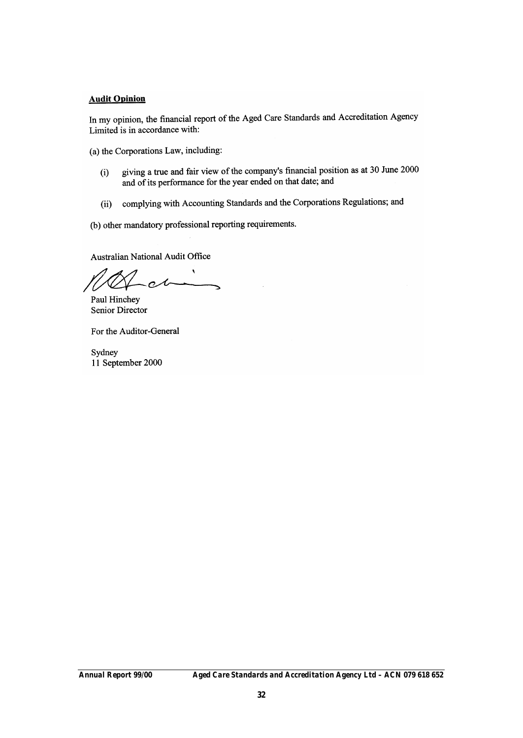**Audit Opinion**

In my opinion, the financial report of the Aged Care Standards and Accreditation Agency Limited is in accordance with:

(a) the Corporations Law, including:

(i) giving a true and fair view of the company's financial position as at 30 June 2000 and of its performance for the year ended on that date; and

(ii) complying with Accounting Standards and the Corporations Regulations; and

(b) other mandatory professional reporting requirements.

Australian National Audit Office

Paul Hinchey
Senior Director

For the Auditor-General

Sydney
11 September 2000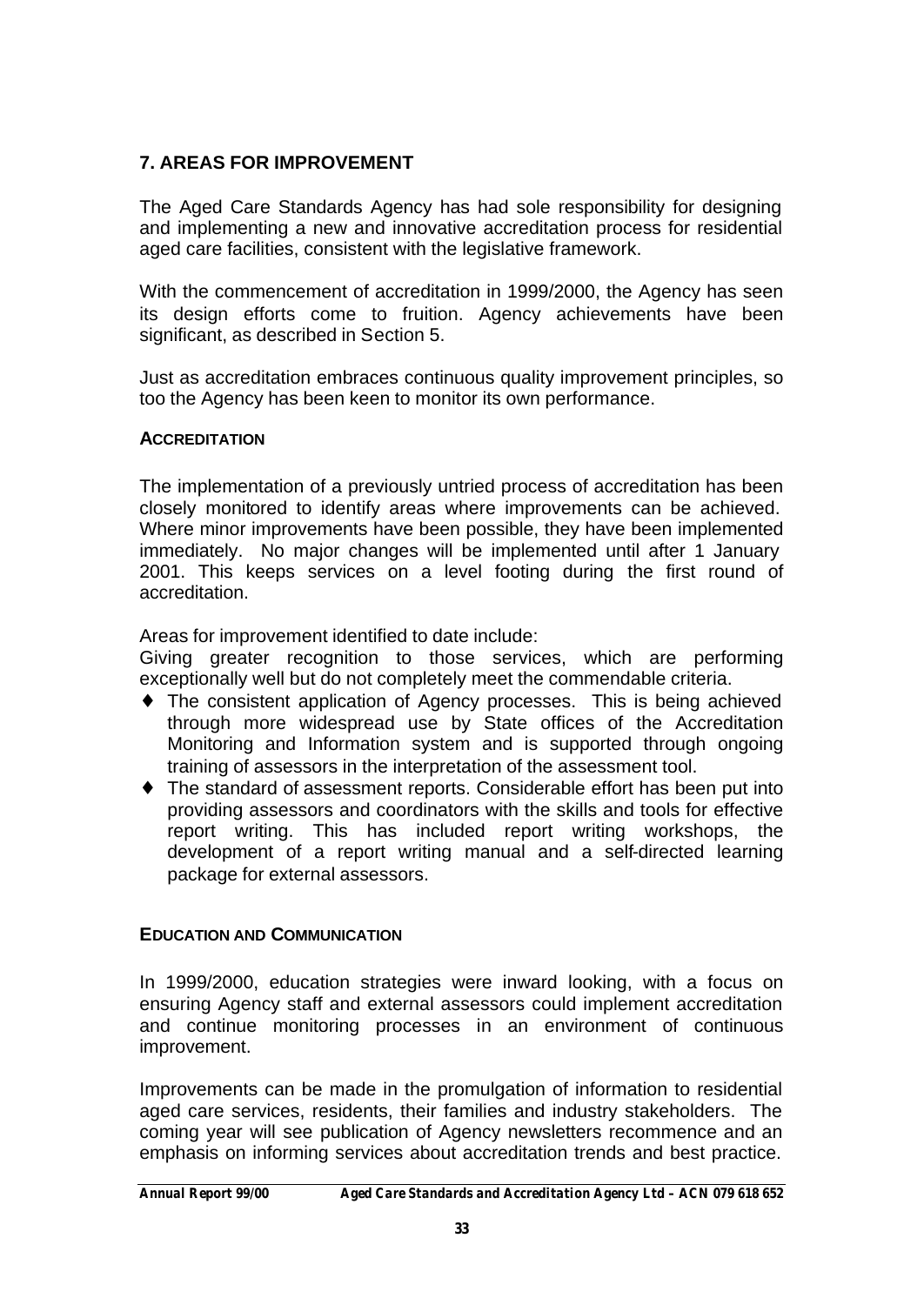## 7. AREAS FOR IMPROVEMENT

The Aged Care Standards Agency has had sole responsibility for designing and implementing a new and innovative accreditation process for residential aged care facilities, consistent with the legislative framework.

With the commencement of accreditation in 1999/2000, the Agency has seen its design efforts come to fruition. Agency achievements have been significant, as described in Section 5.

Just as accreditation embraces continuous quality improvement principles, so too the Agency has been keen to monitor its own performance.

### ACCREDITATION

The implementation of a previously untried process of accreditation has been closely monitored to identify areas where improvements can be achieved. Where minor improvements have been possible, they have been implemented immediately. No major changes will be implemented until after 1 January 2001. This keeps services on a level footing during the first round of accreditation.

Areas for improvement identified to date include:

Giving greater recognition to those services, which are performing exceptionally well but do not completely meet the commendable criteria.

- The consistent application of Agency processes. This is being achieved through more widespread use by State offices of the Accreditation Monitoring and Information system and is supported through ongoing training of assessors in the interpretation of the assessment tool.
- The standard of assessment reports. Considerable effort has been put into providing assessors and coordinators with the skills and tools for effective report writing. This has included report writing workshops, the development of a report writing manual and a self-directed learning package for external assessors.

### EDUCATION AND COMMUNICATION

In 1999/2000, education strategies were inward looking, with a focus on ensuring Agency staff and external assessors could implement accreditation and continue monitoring processes in an environment of continuous improvement.

Improvements can be made in the promulgation of information to residential aged care services, residents, their families and industry stakeholders. The coming year will see publication of Agency newsletters recommence and an emphasis on informing services about accreditation trends and best practice.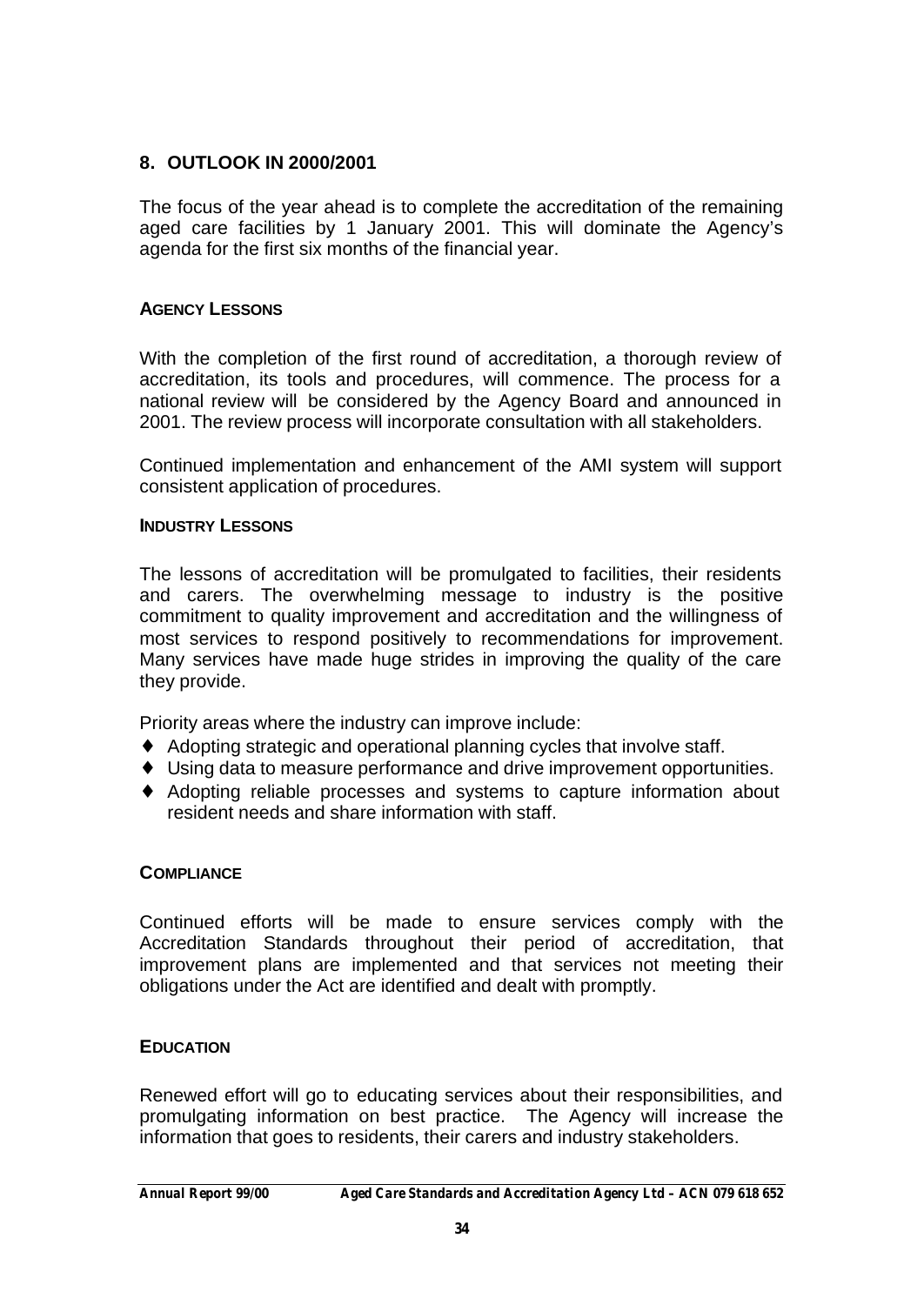## 8. OUTLOOK IN 2000/2001

The focus of the year ahead is to complete the accreditation of the remaining aged care facilities by 1 January 2001. This will dominate the Agency's agenda for the first six months of the financial year.

### AGENCY LESSONS

With the completion of the first round of accreditation, a thorough review of accreditation, its tools and procedures, will commence. The process for a national review will be considered by the Agency Board and announced in 2001. The review process will incorporate consultation with all stakeholders.

Continued implementation and enhancement of the AMI system will support consistent application of procedures.

### INDUSTRY LESSONS

The lessons of accreditation will be promulgated to facilities, their residents and carers. The overwhelming message to industry is the positive commitment to quality improvement and accreditation and the willingness of most services to respond positively to recommendations for improvement. Many services have made huge strides in improving the quality of the care they provide.

Priority areas where the industry can improve include:

- Adopting strategic and operational planning cycles that involve staff.
- Using data to measure performance and drive improvement opportunities.
- Adopting reliable processes and systems to capture information about resident needs and share information with staff.

### COMPLIANCE

Continued efforts will be made to ensure services comply with the Accreditation Standards throughout their period of accreditation, that improvement plans are implemented and that services not meeting their obligations under the Act are identified and dealt with promptly.

### EDUCATION

Renewed effort will go to educating services about their responsibilities, and promulgating information on best practice. The Agency will increase the information that goes to residents, their carers and industry stakeholders.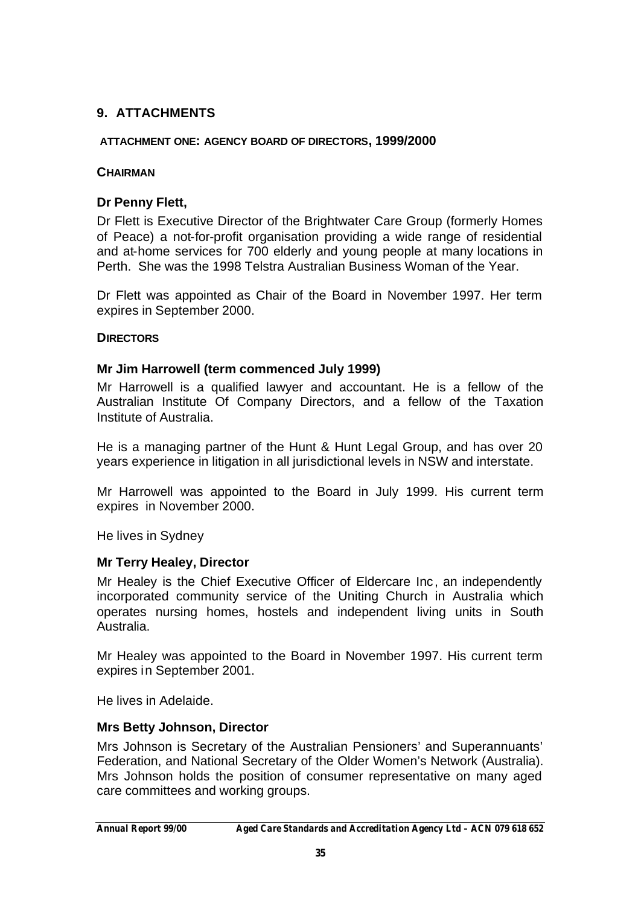## 9. ATTACHMENTS

### ATTACHMENT ONE: AGENCY BOARD OF DIRECTORS, 1999/2000

#### CHAIRMAN

**Dr Penny Flett,**

Dr Flett is Executive Director of the Brightwater Care Group (formerly Homes of Peace) a not-for-profit organisation providing a wide range of residential and at-home services for 700 elderly and young people at many locations in Perth. She was the 1998 Telstra Australian Business Woman of the Year.

Dr Flett was appointed as Chair of the Board in November 1997. Her term expires in September 2000.

#### DIRECTORS

**Mr Jim Harrowell (term commenced July 1999)**

Mr Harrowell is a qualified lawyer and accountant. He is a fellow of the Australian Institute Of Company Directors, and a fellow of the Taxation Institute of Australia.

He is a managing partner of the Hunt & Hunt Legal Group, and has over 20 years experience in litigation in all jurisdictional levels in NSW and interstate.

Mr Harrowell was appointed to the Board in July 1999. His current term expires in November 2000.

He lives in Sydney

**Mr Terry Healey, Director**

Mr Healey is the Chief Executive Officer of Eldercare Inc, an independently incorporated community service of the Uniting Church in Australia which operates nursing homes, hostels and independent living units in South Australia.

Mr Healey was appointed to the Board in November 1997. His current term expires in September 2001.

He lives in Adelaide.

**Mrs Betty Johnson, Director**

Mrs Johnson is Secretary of the Australian Pensioners' and Superannuants' Federation, and National Secretary of the Older Women's Network (Australia). Mrs Johnson holds the position of consumer representative on many aged care committees and working groups.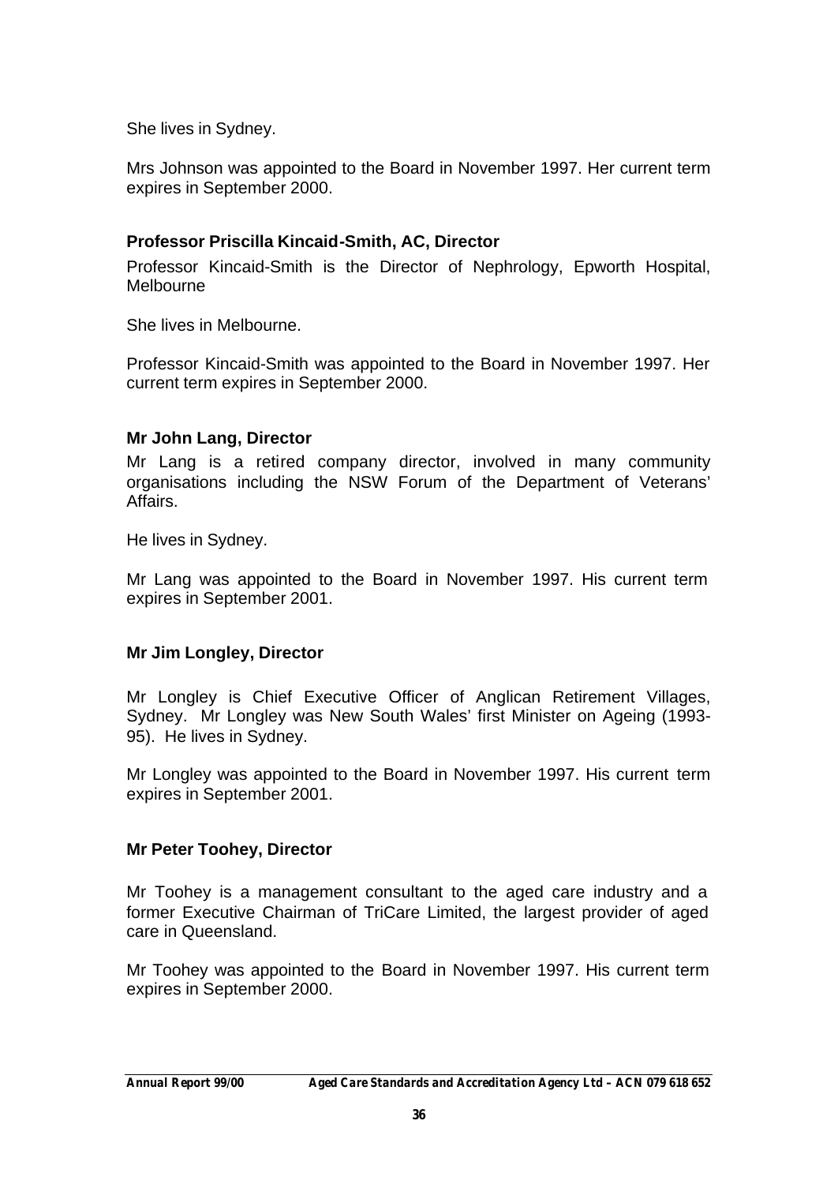She lives in Sydney.

Mrs Johnson was appointed to the Board in November 1997. Her current term expires in September 2000.

**Professor Priscilla Kincaid-Smith, AC, Director**

Professor Kincaid-Smith is the Director of Nephrology, Epworth Hospital, Melbourne

She lives in Melbourne.

Professor Kincaid-Smith was appointed to the Board in November 1997. Her current term expires in September 2000.

**Mr John Lang, Director**

Mr Lang is a retired company director, involved in many community organisations including the NSW Forum of the Department of Veterans' Affairs.

He lives in Sydney.

Mr Lang was appointed to the Board in November 1997. His current term expires in September 2001.

**Mr Jim Longley, Director**

Mr Longley is Chief Executive Officer of Anglican Retirement Villages, Sydney. Mr Longley was New South Wales' first Minister on Ageing (1993-95). He lives in Sydney.

Mr Longley was appointed to the Board in November 1997. His current term expires in September 2001.

**Mr Peter Toohey, Director**

Mr Toohey is a management consultant to the aged care industry and a former Executive Chairman of TriCare Limited, the largest provider of aged care in Queensland.

Mr Toohey was appointed to the Board in November 1997. His current term expires in September 2000.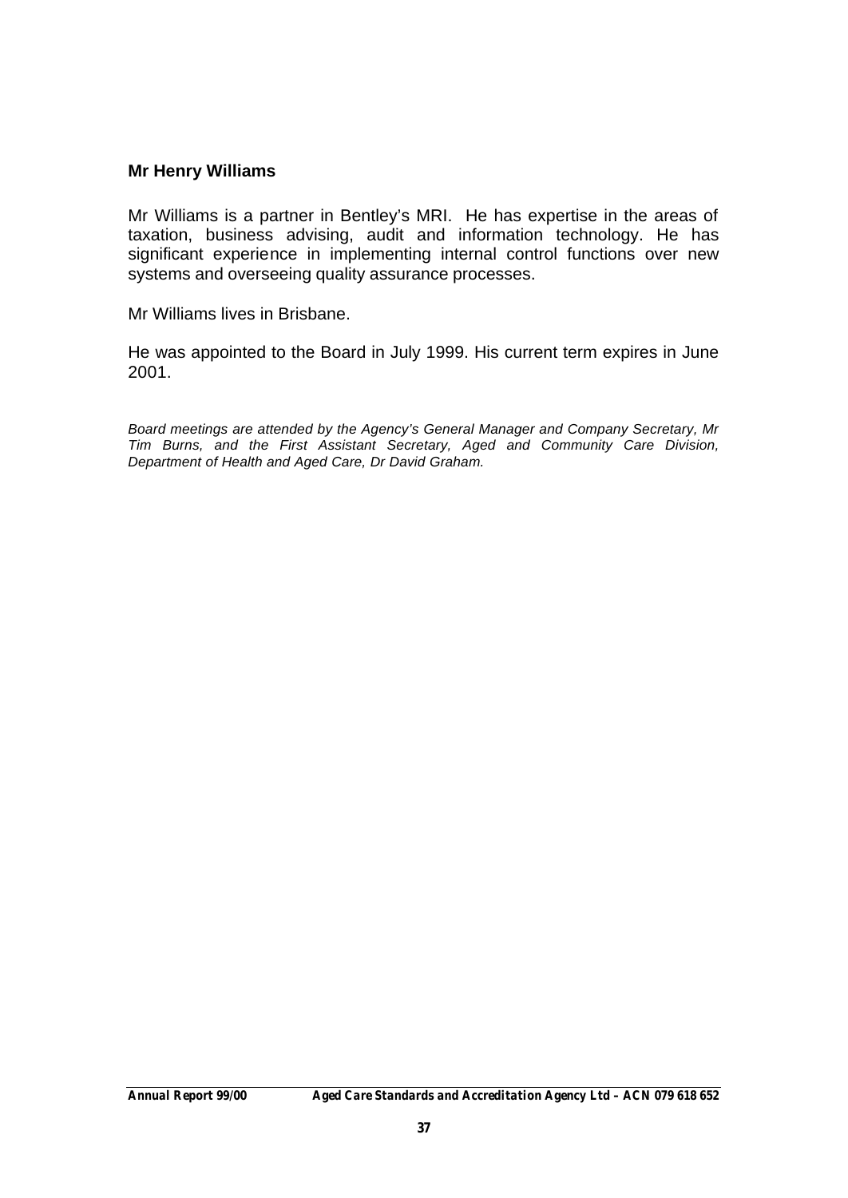**Mr Henry Williams**

Mr Williams is a partner in Bentley's MRI. He has expertise in the areas of taxation, business advising, audit and information technology. He has significant experience in implementing internal control functions over new systems and overseeing quality assurance processes.

Mr Williams lives in Brisbane.

He was appointed to the Board in July 1999. His current term expires in June 2001.

*Board meetings are attended by the Agency's General Manager and Company Secretary, Mr Tim Burns, and the First Assistant Secretary, Aged and Community Care Division, Department of Health and Aged Care, Dr David Graham.*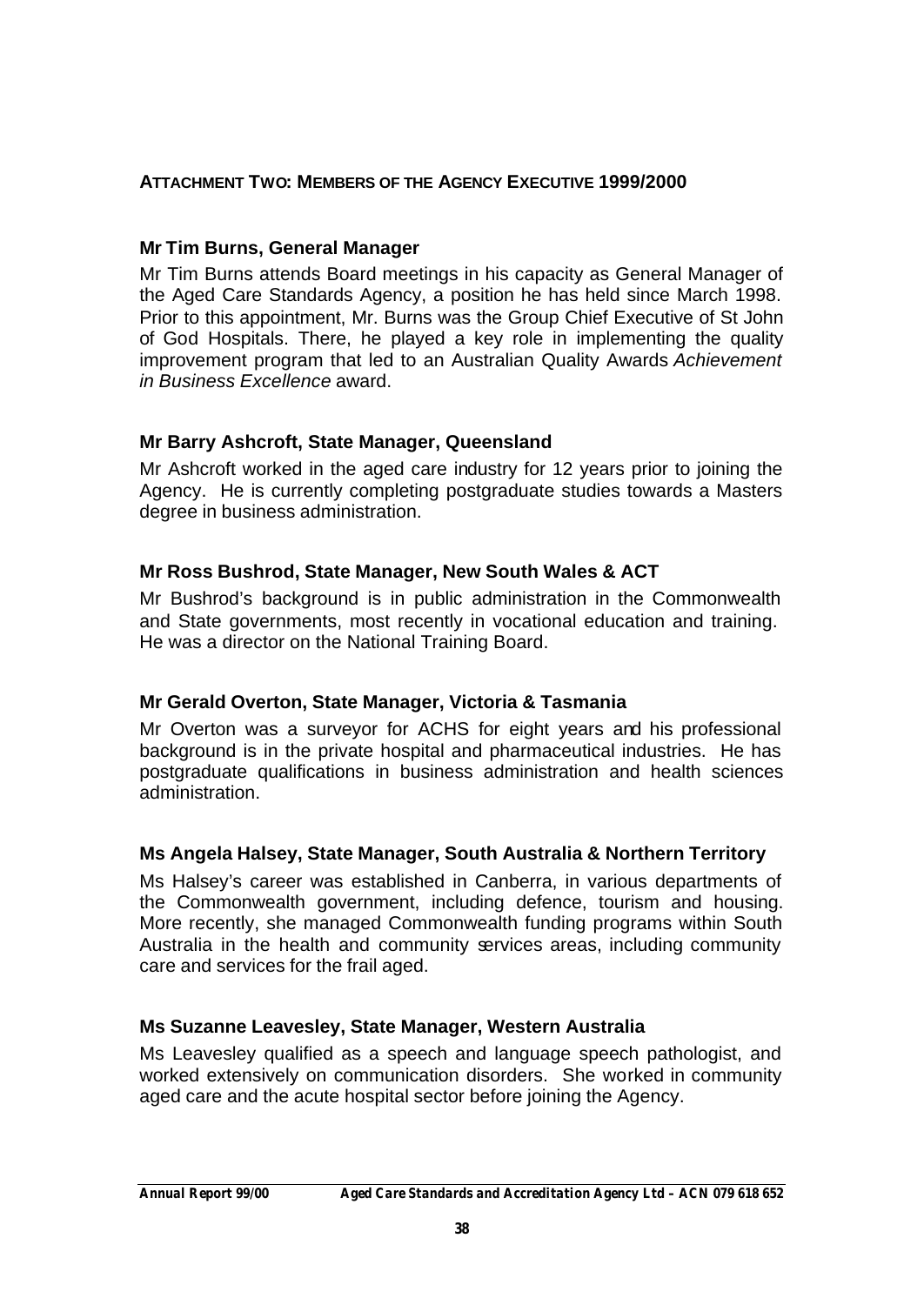## ATTACHMENT TWO: MEMBERS OF THE AGENCY EXECUTIVE 1999/2000

### Mr Tim Burns, General Manager

Mr Tim Burns attends Board meetings in his capacity as General Manager of the Aged Care Standards Agency, a position he has held since March 1998. Prior to this appointment, Mr. Burns was the Group Chief Executive of St John of God Hospitals. There, he played a key role in implementing the quality improvement program that led to an Australian Quality Awards *Achievement in Business Excellence* award.

### Mr Barry Ashcroft, State Manager, Queensland

Mr Ashcroft worked in the aged care industry for 12 years prior to joining the Agency. He is currently completing postgraduate studies towards a Masters degree in business administration.

### Mr Ross Bushrod, State Manager, New South Wales & ACT

Mr Bushrod's background is in public administration in the Commonwealth and State governments, most recently in vocational education and training. He was a director on the National Training Board.

### Mr Gerald Overton, State Manager, Victoria & Tasmania

Mr Overton was a surveyor for ACHS for eight years and his professional background is in the private hospital and pharmaceutical industries. He has postgraduate qualifications in business administration and health sciences administration.

### Ms Angela Halsey, State Manager, South Australia & Northern Territory

Ms Halsey's career was established in Canberra, in various departments of the Commonwealth government, including defence, tourism and housing. More recently, she managed Commonwealth funding programs within South Australia in the health and community services areas, including community care and services for the frail aged.

### Ms Suzanne Leavesley, State Manager, Western Australia

Ms Leavesley qualified as a speech and language speech pathologist, and worked extensively on communication disorders. She worked in community aged care and the acute hospital sector before joining the Agency.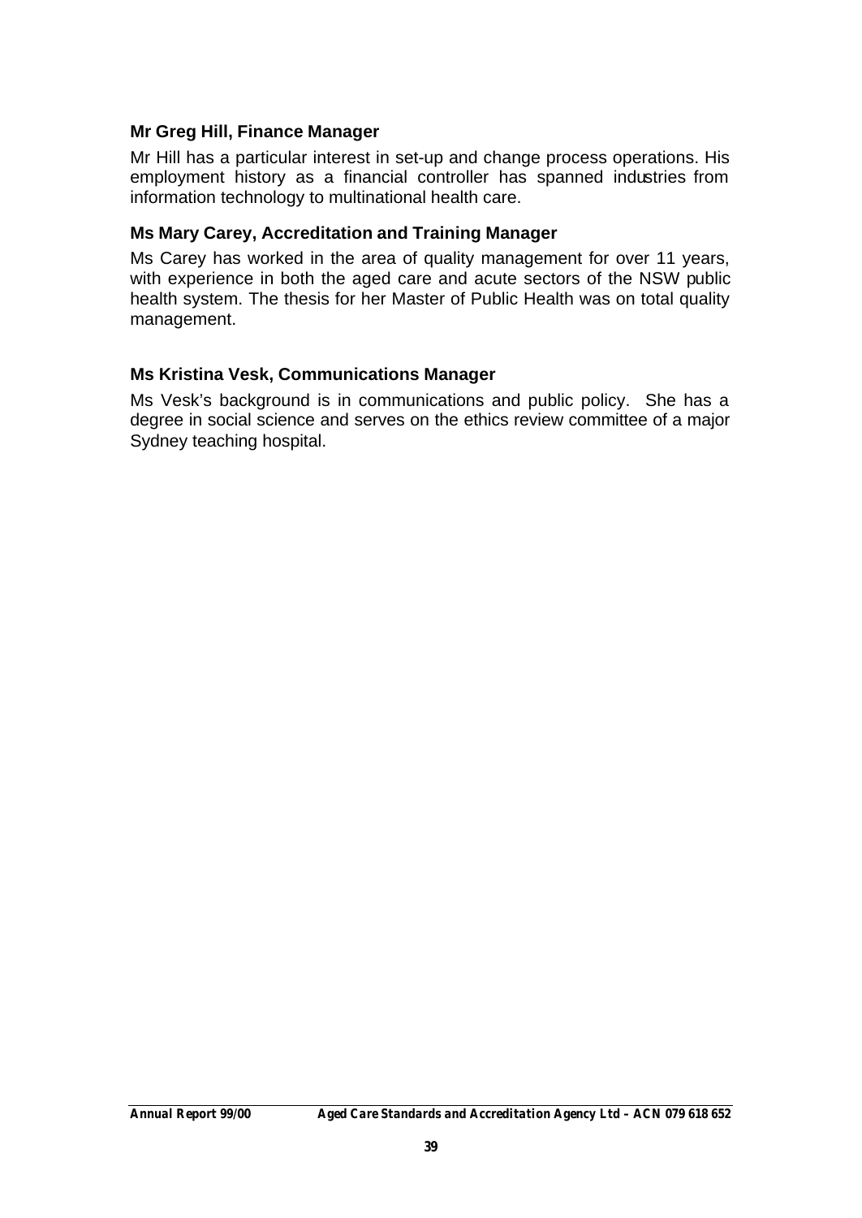**Mr Greg Hill, Finance Manager**

Mr Hill has a particular interest in set-up and change process operations. His employment history as a financial controller has spanned industries from information technology to multinational health care.

**Ms Mary Carey, Accreditation and Training Manager**

Ms Carey has worked in the area of quality management for over 11 years, with experience in both the aged care and acute sectors of the NSW public health system. The thesis for her Master of Public Health was on total quality management.

**Ms Kristina Vesk, Communications Manager**

Ms Vesk's background is in communications and public policy. She has a degree in social science and serves on the ethics review committee of a major Sydney teaching hospital.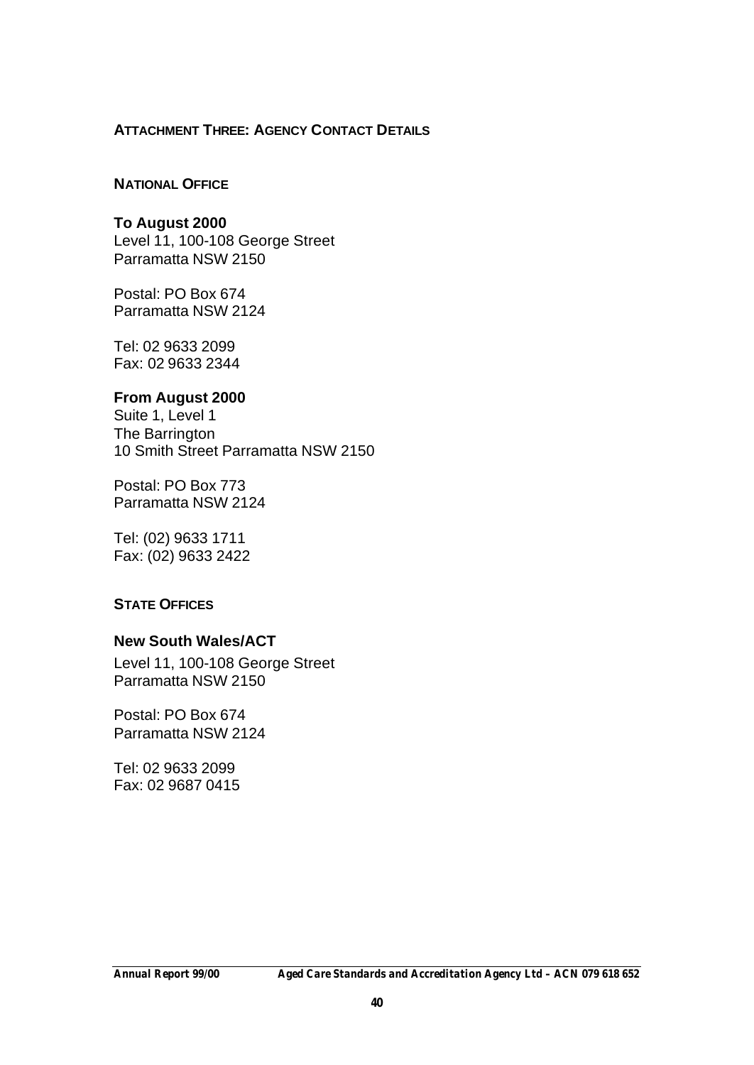## ATTACHMENT THREE: AGENCY CONTACT DETAILS

### NATIONAL OFFICE

**To August 2000**
Level 11, 100-108 George Street
Parramatta NSW 2150

Postal: PO Box 674
Parramatta NSW 2124

Tel: 02 9633 2099
Fax: 02 9633 2344

**From August 2000**
Suite 1, Level 1
The Barrington
10 Smith Street Parramatta NSW 2150

Postal: PO Box 773
Parramatta NSW 2124

Tel: (02) 9633 1711
Fax: (02) 9633 2422

### STATE OFFICES

**New South Wales/ACT**

Level 11, 100-108 George Street
Parramatta NSW 2150

Postal: PO Box 674
Parramatta NSW 2124

Tel: 02 9633 2099
Fax: 02 9687 0415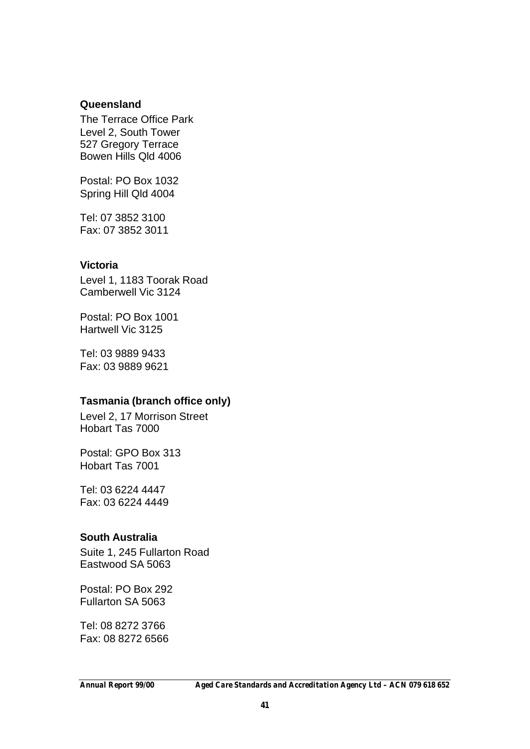**Queensland**

The Terrace Office Park
Level 2, South Tower
527 Gregory Terrace
Bowen Hills Qld 4006

Postal: PO Box 1032
Spring Hill Qld 4004

Tel: 07 3852 3100
Fax: 07 3852 3011

**Victoria**

Level 1, 1183 Toorak Road
Camberwell Vic 3124

Postal: PO Box 1001
Hartwell Vic 3125

Tel: 03 9889 9433
Fax: 03 9889 9621

**Tasmania (branch office only)**

Level 2, 17 Morrison Street
Hobart Tas 7000

Postal: GPO Box 313
Hobart Tas 7001

Tel: 03 6224 4447
Fax: 03 6224 4449

**South Australia**

Suite 1, 245 Fullarton Road
Eastwood SA 5063

Postal: PO Box 292
Fullarton SA 5063

Tel: 08 8272 3766
Fax: 08 8272 6566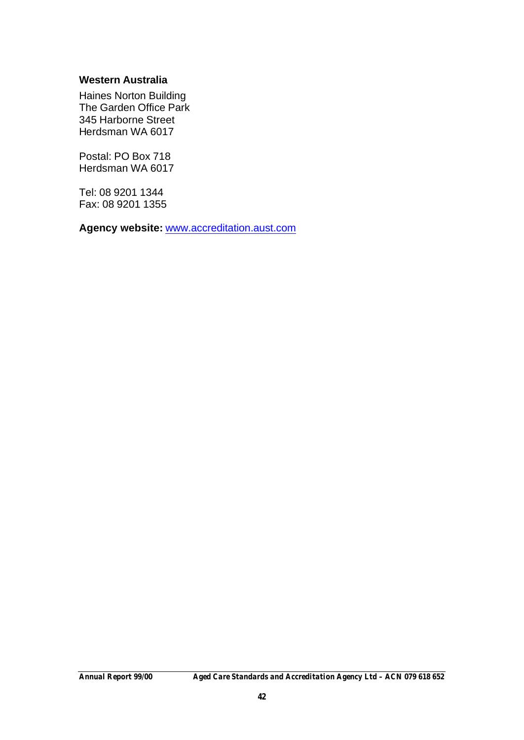**Western Australia**

Haines Norton Building  
The Garden Office Park  
345 Harborne Street  
Herdsman WA 6017

Postal: PO Box 718  
Herdsman WA 6017

Tel: 08 9201 1344  
Fax: 08 9201 1355

**Agency website:** www.accreditation.aust.com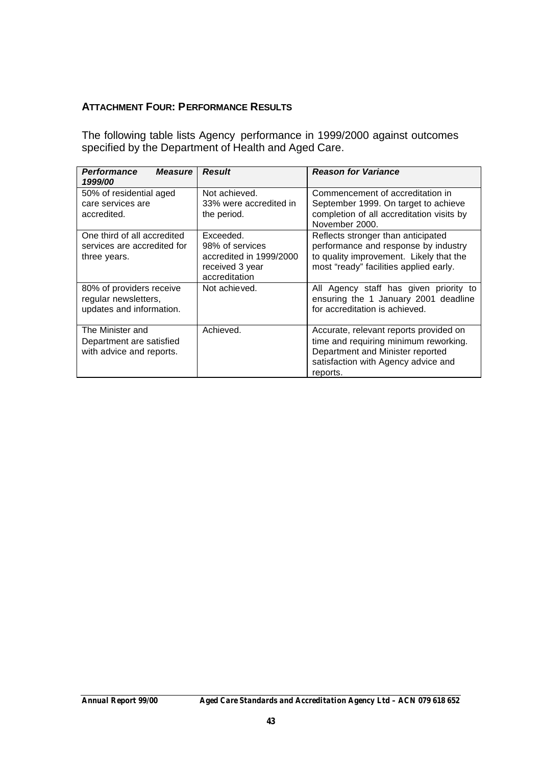## ATTACHMENT FOUR: PERFORMANCE RESULTS

The following table lists Agency performance in 1999/2000 against outcomes specified by the Department of Health and Aged Care.

| ***Performance Measure 1999/00*** | ***Result*** | ***Reason for Variance*** |
|---|---|---|
| 50% of residential aged care services are accredited. | Not achieved. 33% were accredited in the period. | Commencement of accreditation in September 1999. On target to achieve completion of all accreditation visits by November 2000. |
| One third of all accredited services are accredited for three years. | Exceeded. 98% of services accredited in 1999/2000 received 3 year accreditation | Reflects stronger than anticipated performance and response by industry to quality improvement. Likely that the most "ready" facilities applied early. |
| 80% of providers receive regular newsletters, updates and information. | Not achieved. | All Agency staff has given priority to ensuring the 1 January 2001 deadline for accreditation is achieved. |
| The Minister and Department are satisfied with advice and reports. | Achieved. | Accurate, relevant reports provided on time and requiring minimum reworking. Department and Minister reported satisfaction with Agency advice and reports. |